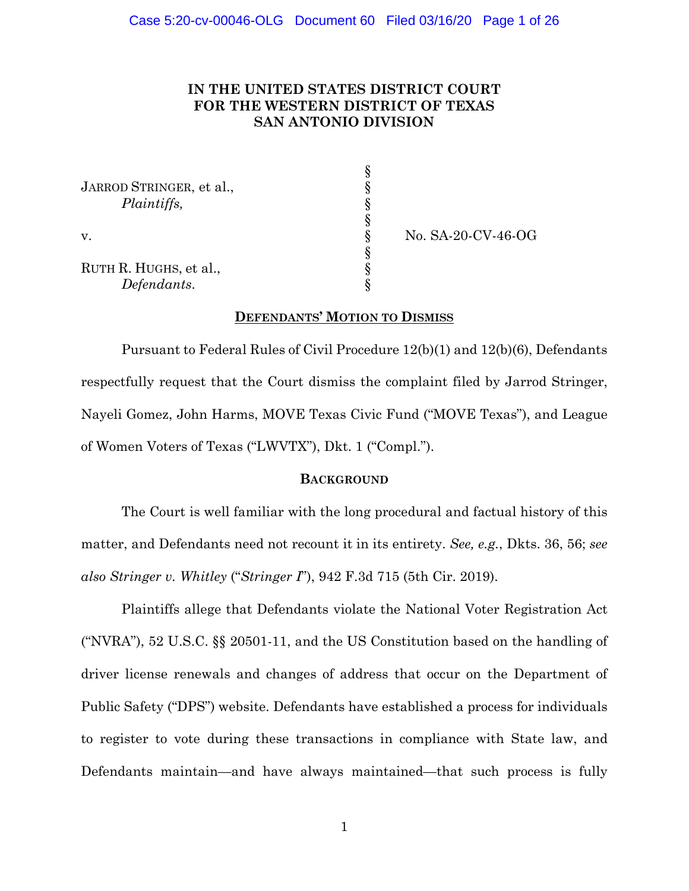**IN THE UNITED STATES DISTRICT COURT**
**FOR THE WESTERN DISTRICT OF TEXAS**
**SAN ANTONIO DIVISION**

| | | |
|---|---|---|
| JARROD STRINGER, et al., *Plaintiffs,* | § | |
| | § | |
| v. | § | No. SA-20-CV-46-OG |
| | § | |
| RUTH R. HUGHS, et al., *Defendants*. | § | |

**DEFENDANTS' MOTION TO DISMISS**

Pursuant to Federal Rules of Civil Procedure 12(b)(1) and 12(b)(6), Defendants respectfully request that the Court dismiss the complaint filed by Jarrod Stringer, Nayeli Gomez, John Harms, MOVE Texas Civic Fund ("MOVE Texas"), and League of Women Voters of Texas ("LWVTX"), Dkt. 1 ("Compl.").

**BACKGROUND**

The Court is well familiar with the long procedural and factual history of this matter, and Defendants need not recount it in its entirety. *See, e.g.*, Dkts. 36, 56; *see also Stringer v. Whitley* ("*Stringer I*"), 942 F.3d 715 (5th Cir. 2019).

Plaintiffs allege that Defendants violate the National Voter Registration Act ("NVRA"), 52 U.S.C. §§ 20501-11, and the US Constitution based on the handling of driver license renewals and changes of address that occur on the Department of Public Safety ("DPS") website. Defendants have established a process for individuals to register to vote during these transactions in compliance with State law, and Defendants maintain—and have always maintained—that such process is fully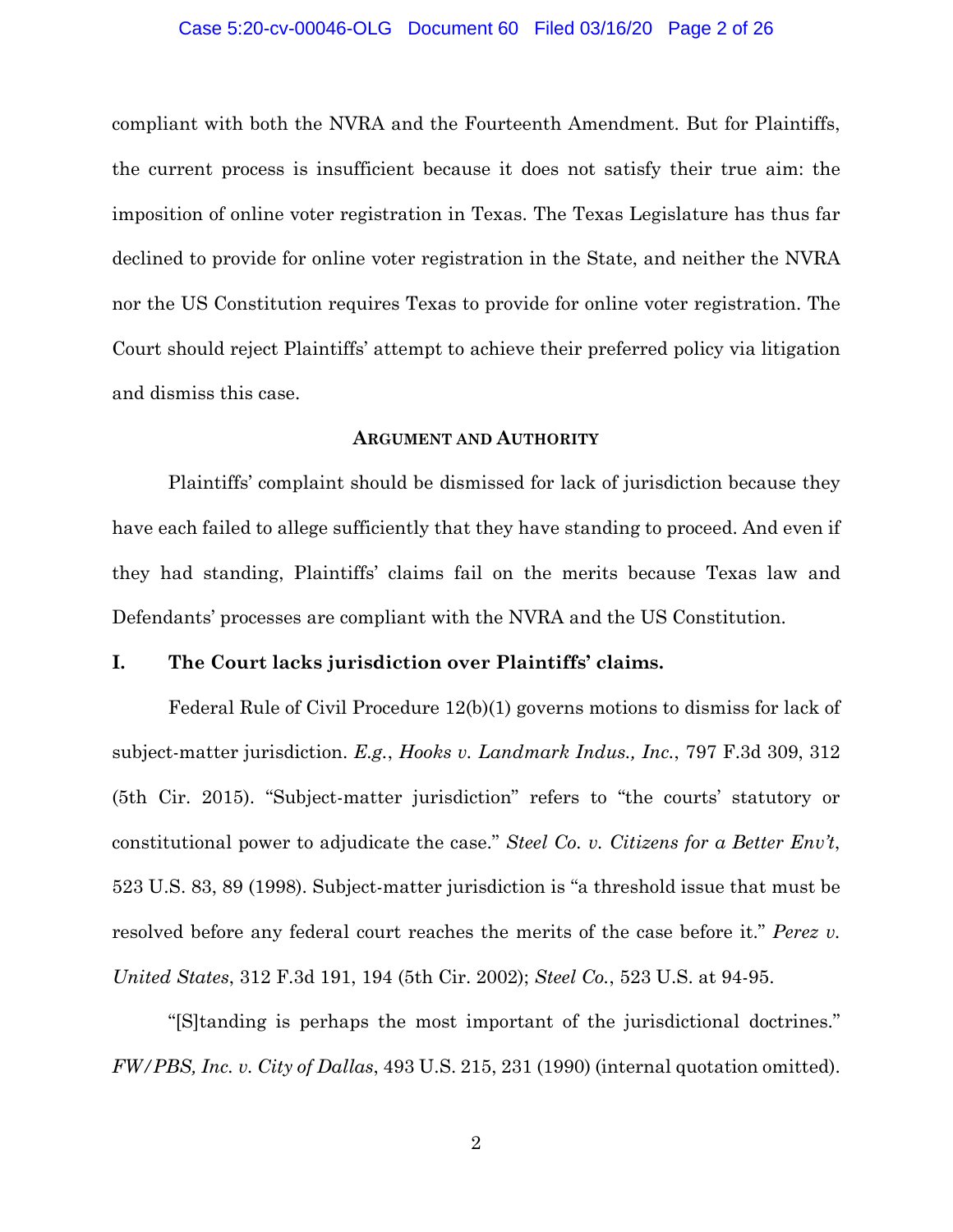compliant with both the NVRA and the Fourteenth Amendment. But for Plaintiffs, the current process is insufficient because it does not satisfy their true aim: the imposition of online voter registration in Texas. The Texas Legislature has thus far declined to provide for online voter registration in the State, and neither the NVRA nor the US Constitution requires Texas to provide for online voter registration. The Court should reject Plaintiffs' attempt to achieve their preferred policy via litigation and dismiss this case.

## ARGUMENT AND AUTHORITY

Plaintiffs' complaint should be dismissed for lack of jurisdiction because they have each failed to allege sufficiently that they have standing to proceed. And even if they had standing, Plaintiffs' claims fail on the merits because Texas law and Defendants' processes are compliant with the NVRA and the US Constitution.

### I. The Court lacks jurisdiction over Plaintiffs' claims.

Federal Rule of Civil Procedure 12(b)(1) governs motions to dismiss for lack of subject-matter jurisdiction. *E.g.*, *Hooks v. Landmark Indus., Inc.*, 797 F.3d 309, 312 (5th Cir. 2015). "Subject-matter jurisdiction" refers to "the courts' statutory or constitutional power to adjudicate the case." *Steel Co. v. Citizens for a Better Env't*, 523 U.S. 83, 89 (1998). Subject-matter jurisdiction is "a threshold issue that must be resolved before any federal court reaches the merits of the case before it." *Perez v. United States*, 312 F.3d 191, 194 (5th Cir. 2002); *Steel Co.*, 523 U.S. at 94-95.

"[S]tanding is perhaps the most important of the jurisdictional doctrines." *FW/PBS, Inc. v. City of Dallas*, 493 U.S. 215, 231 (1990) (internal quotation omitted).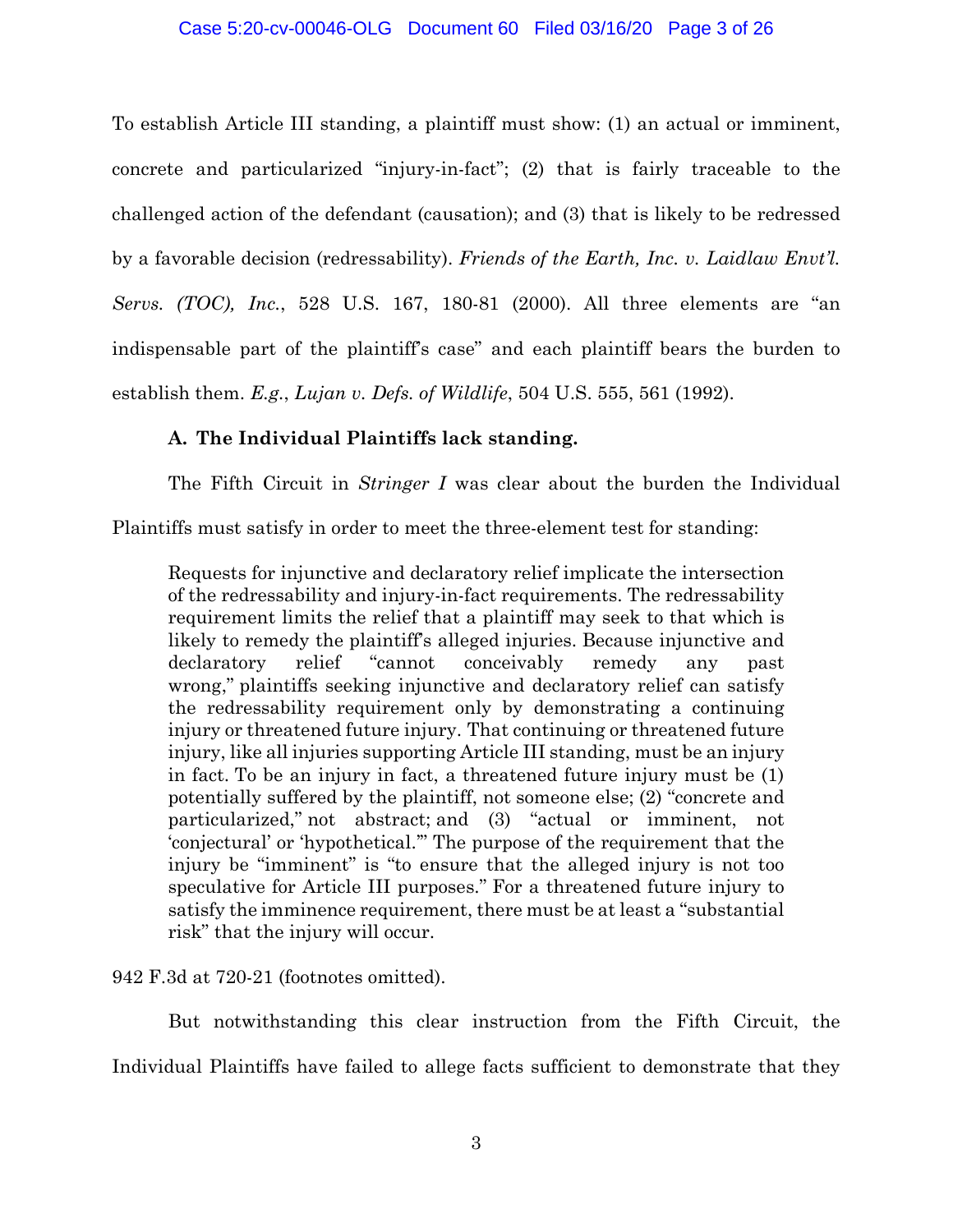To establish Article III standing, a plaintiff must show: (1) an actual or imminent, concrete and particularized "injury-in-fact"; (2) that is fairly traceable to the challenged action of the defendant (causation); and (3) that is likely to be redressed by a favorable decision (redressability). *Friends of the Earth, Inc. v. Laidlaw Envt'l. Servs. (TOC), Inc.*, 528 U.S. 167, 180-81 (2000). All three elements are "an indispensable part of the plaintiff's case" and each plaintiff bears the burden to establish them. *E.g.*, *Lujan v. Defs. of Wildlife*, 504 U.S. 555, 561 (1992).

### A. The Individual Plaintiffs lack standing.

The Fifth Circuit in *Stringer I* was clear about the burden the Individual Plaintiffs must satisfy in order to meet the three-element test for standing:

> Requests for injunctive and declaratory relief implicate the intersection of the redressability and injury-in-fact requirements. The redressability requirement limits the relief that a plaintiff may seek to that which is likely to remedy the plaintiff's alleged injuries. Because injunctive and declaratory relief "cannot conceivably remedy any past wrong," plaintiffs seeking injunctive and declaratory relief can satisfy the redressability requirement only by demonstrating a continuing injury or threatened future injury. That continuing or threatened future injury, like all injuries supporting Article III standing, must be an injury in fact. To be an injury in fact, a threatened future injury must be (1) potentially suffered by the plaintiff, not someone else; (2) "concrete and particularized," not abstract; and (3) "actual or imminent, not 'conjectural' or 'hypothetical.'" The purpose of the requirement that the injury be "imminent" is "to ensure that the alleged injury is not too speculative for Article III purposes." For a threatened future injury to satisfy the imminence requirement, there must be at least a "substantial risk" that the injury will occur.

942 F.3d at 720-21 (footnotes omitted).

But notwithstanding this clear instruction from the Fifth Circuit, the Individual Plaintiffs have failed to allege facts sufficient to demonstrate that they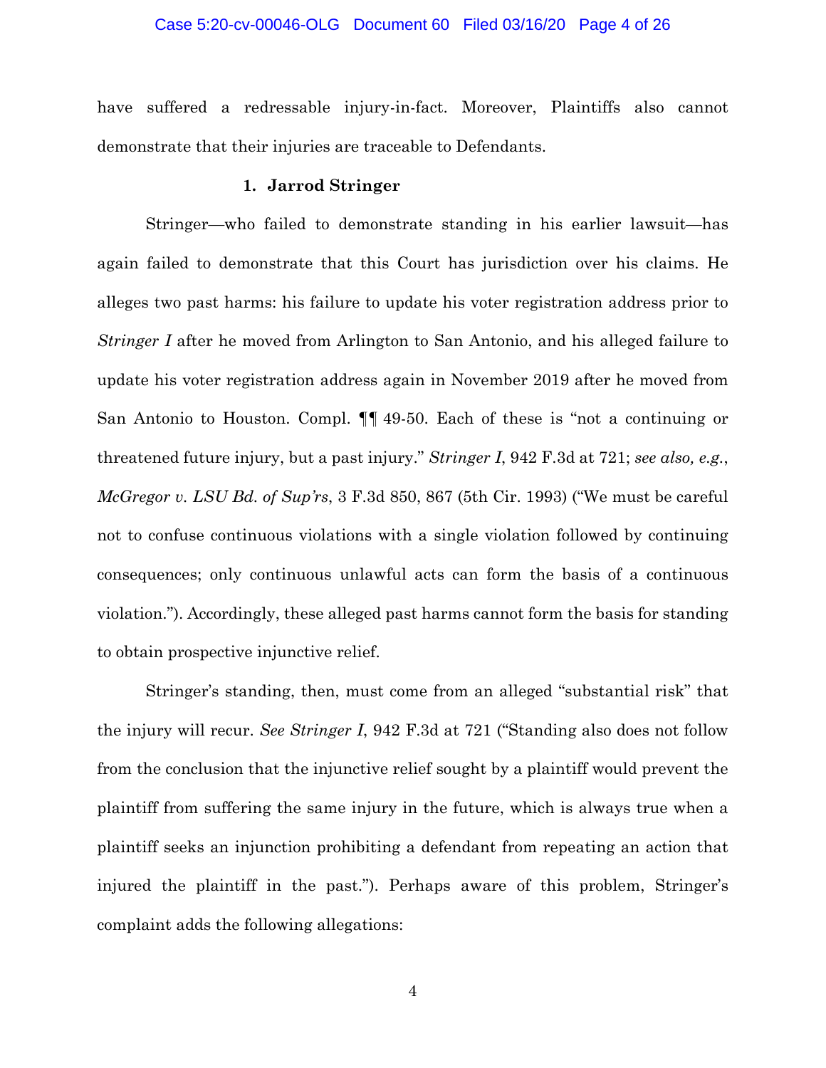have suffered a redressable injury-in-fact. Moreover, Plaintiffs also cannot demonstrate that their injuries are traceable to Defendants.

### 1. Jarrod Stringer

Stringer—who failed to demonstrate standing in his earlier lawsuit—has again failed to demonstrate that this Court has jurisdiction over his claims. He alleges two past harms: his failure to update his voter registration address prior to *Stringer I* after he moved from Arlington to San Antonio, and his alleged failure to update his voter registration address again in November 2019 after he moved from San Antonio to Houston. Compl. ¶¶ 49-50. Each of these is "not a continuing or threatened future injury, but a past injury." *Stringer I*, 942 F.3d at 721; *see also, e.g.*, *McGregor v. LSU Bd. of Sup'rs*, 3 F.3d 850, 867 (5th Cir. 1993) ("We must be careful not to confuse continuous violations with a single violation followed by continuing consequences; only continuous unlawful acts can form the basis of a continuous violation."). Accordingly, these alleged past harms cannot form the basis for standing to obtain prospective injunctive relief.

Stringer's standing, then, must come from an alleged "substantial risk" that the injury will recur. *See Stringer I*, 942 F.3d at 721 ("Standing also does not follow from the conclusion that the injunctive relief sought by a plaintiff would prevent the plaintiff from suffering the same injury in the future, which is always true when a plaintiff seeks an injunction prohibiting a defendant from repeating an action that injured the plaintiff in the past."). Perhaps aware of this problem, Stringer's complaint adds the following allegations: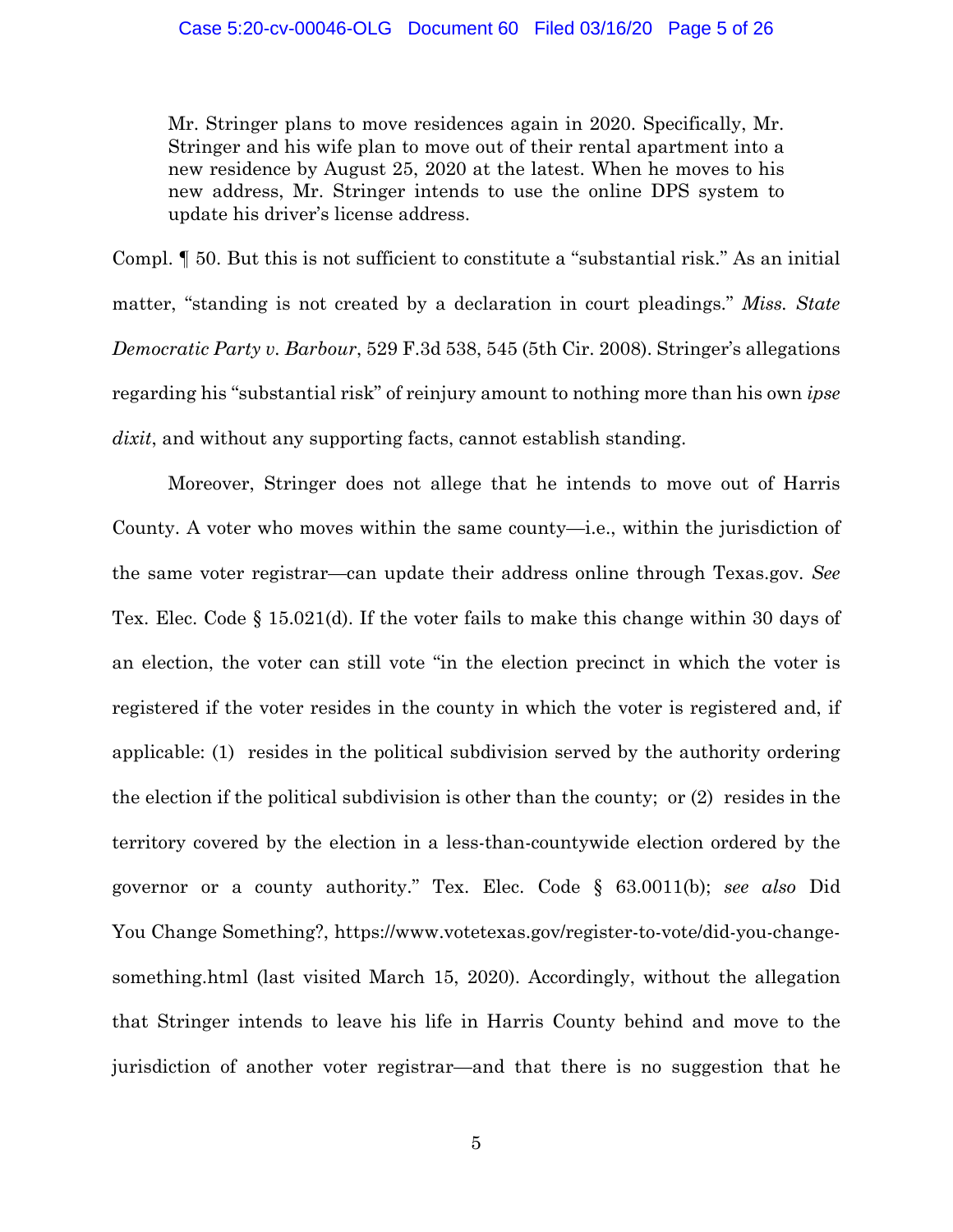> Mr. Stringer plans to move residences again in 2020. Specifically, Mr. Stringer and his wife plan to move out of their rental apartment into a new residence by August 25, 2020 at the latest. When he moves to his new address, Mr. Stringer intends to use the online DPS system to update his driver's license address.

Compl. ¶ 50. But this is not sufficient to constitute a "substantial risk." As an initial matter, "standing is not created by a declaration in court pleadings." *Miss. State Democratic Party v. Barbour*, 529 F.3d 538, 545 (5th Cir. 2008). Stringer's allegations regarding his "substantial risk" of reinjury amount to nothing more than his own *ipse dixit*, and without any supporting facts, cannot establish standing.

Moreover, Stringer does not allege that he intends to move out of Harris County. A voter who moves within the same county—i.e., within the jurisdiction of the same voter registrar—can update their address online through Texas.gov. *See* Tex. Elec. Code § 15.021(d). If the voter fails to make this change within 30 days of an election, the voter can still vote "in the election precinct in which the voter is registered if the voter resides in the county in which the voter is registered and, if applicable: (1) resides in the political subdivision served by the authority ordering the election if the political subdivision is other than the county; or (2) resides in the territory covered by the election in a less-than-countywide election ordered by the governor or a county authority." Tex. Elec. Code § 63.0011(b); *see also* Did You Change Something?, https://www.votetexas.gov/register-to-vote/did-you-change-something.html (last visited March 15, 2020). Accordingly, without the allegation that Stringer intends to leave his life in Harris County behind and move to the jurisdiction of another voter registrar—and that there is no suggestion that he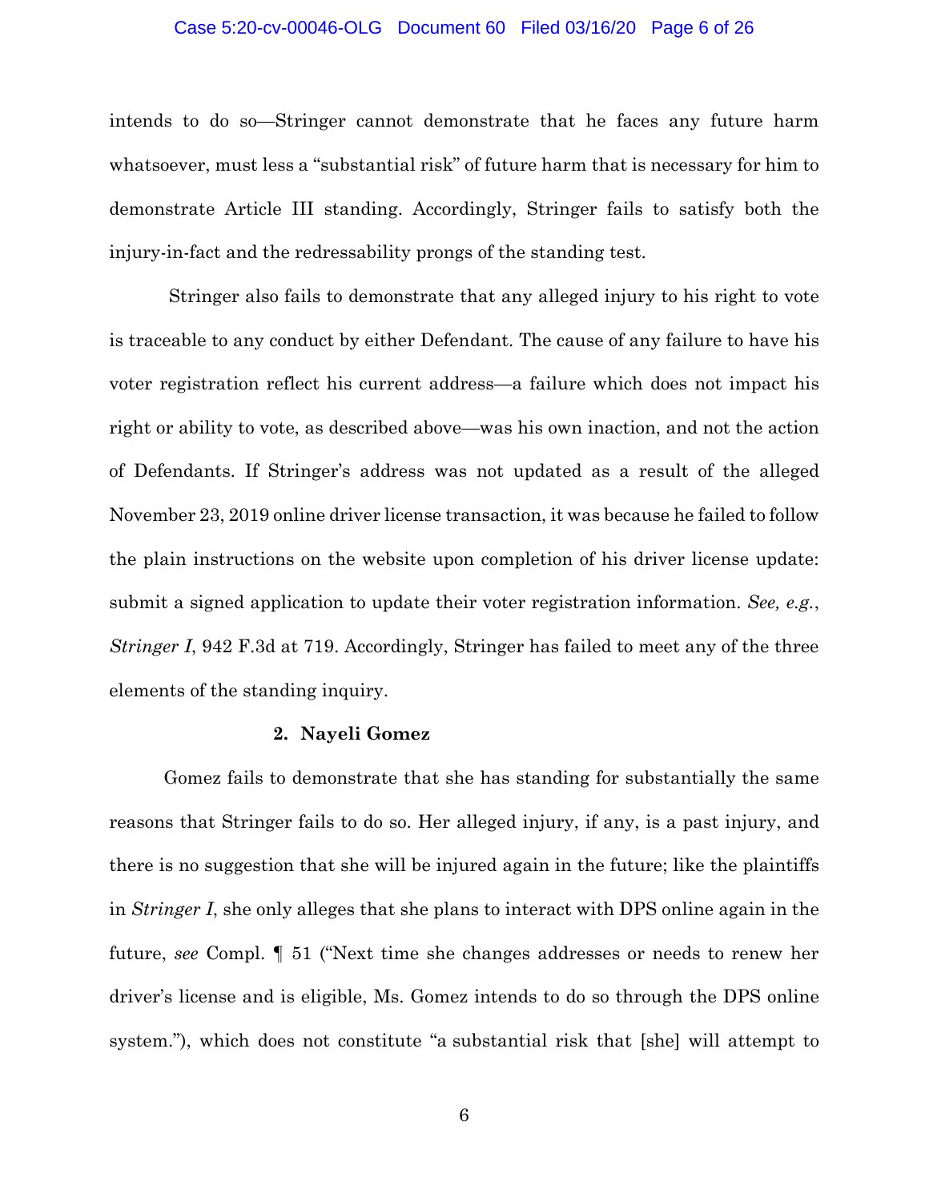intends to do so—Stringer cannot demonstrate that he faces any future harm whatsoever, must less a "substantial risk" of future harm that is necessary for him to demonstrate Article III standing. Accordingly, Stringer fails to satisfy both the injury-in-fact and the redressability prongs of the standing test.

Stringer also fails to demonstrate that any alleged injury to his right to vote is traceable to any conduct by either Defendant. The cause of any failure to have his voter registration reflect his current address—a failure which does not impact his right or ability to vote, as described above—was his own inaction, and not the action of Defendants. If Stringer's address was not updated as a result of the alleged November 23, 2019 online driver license transaction, it was because he failed to follow the plain instructions on the website upon completion of his driver license update: submit a signed application to update their voter registration information. *See, e.g.*, *Stringer I*, 942 F.3d at 719. Accordingly, Stringer has failed to meet any of the three elements of the standing inquiry.

**2. Nayeli Gomez**

Gomez fails to demonstrate that she has standing for substantially the same reasons that Stringer fails to do so. Her alleged injury, if any, is a past injury, and there is no suggestion that she will be injured again in the future; like the plaintiffs in *Stringer I*, she only alleges that she plans to interact with DPS online again in the future, *see* Compl. ¶ 51 ("Next time she changes addresses or needs to renew her driver's license and is eligible, Ms. Gomez intends to do so through the DPS online system."), which does not constitute "a substantial risk that [she] will attempt to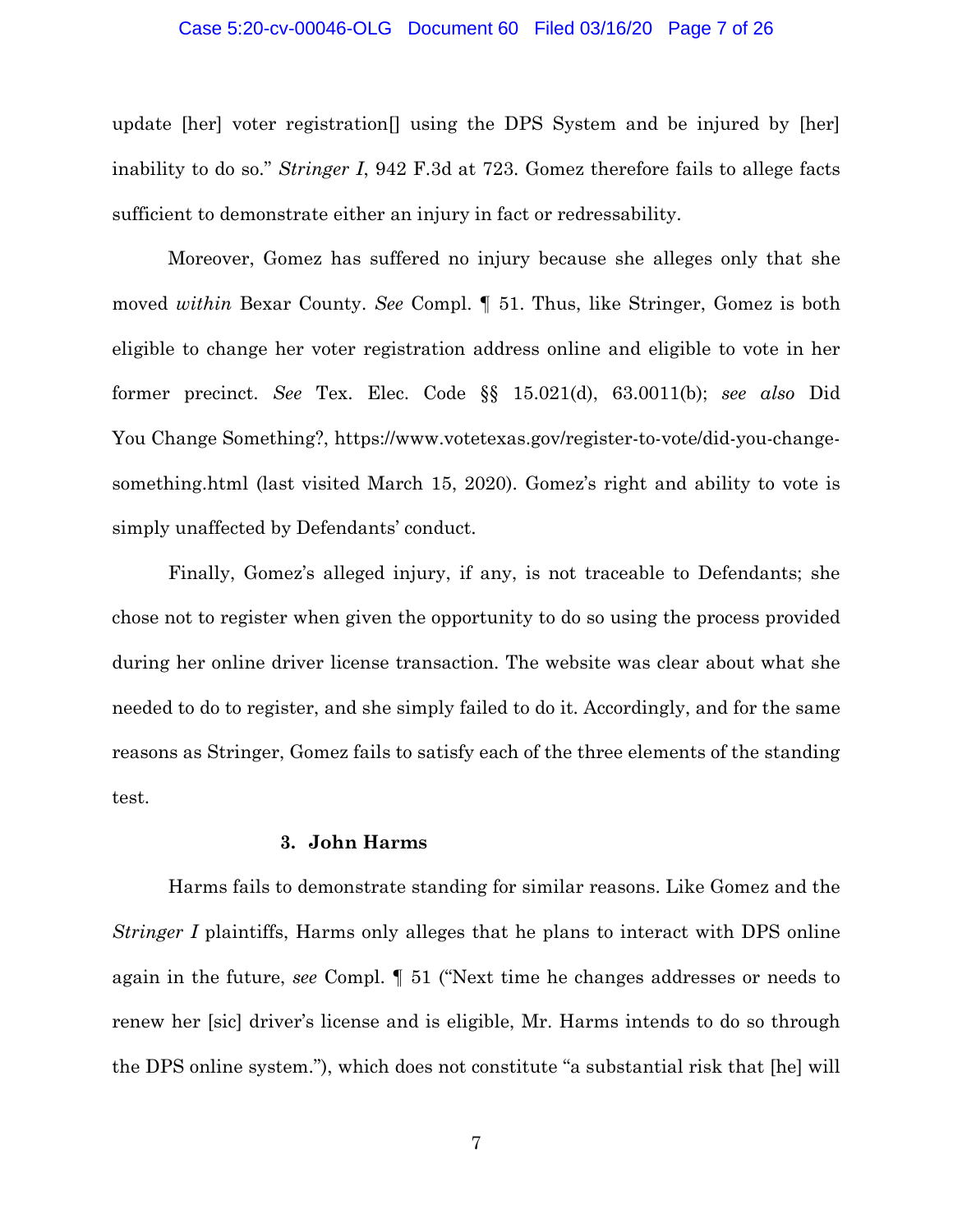update [her] voter registration[] using the DPS System and be injured by [her] inability to do so." *Stringer I*, 942 F.3d at 723. Gomez therefore fails to allege facts sufficient to demonstrate either an injury in fact or redressability.

Moreover, Gomez has suffered no injury because she alleges only that she moved *within* Bexar County. *See* Compl. ¶ 51. Thus, like Stringer, Gomez is both eligible to change her voter registration address online and eligible to vote in her former precinct. *See* Tex. Elec. Code §§ 15.021(d), 63.0011(b); *see also* Did You Change Something?, https://www.votetexas.gov/register-to-vote/did-you-change-something.html (last visited March 15, 2020). Gomez's right and ability to vote is simply unaffected by Defendants' conduct.

Finally, Gomez's alleged injury, if any, is not traceable to Defendants; she chose not to register when given the opportunity to do so using the process provided during her online driver license transaction. The website was clear about what she needed to do to register, and she simply failed to do it. Accordingly, and for the same reasons as Stringer, Gomez fails to satisfy each of the three elements of the standing test.

### 3. John Harms

Harms fails to demonstrate standing for similar reasons. Like Gomez and the *Stringer I* plaintiffs, Harms only alleges that he plans to interact with DPS online again in the future, *see* Compl. ¶ 51 ("Next time he changes addresses or needs to renew her [sic] driver's license and is eligible, Mr. Harms intends to do so through the DPS online system."), which does not constitute "a substantial risk that [he] will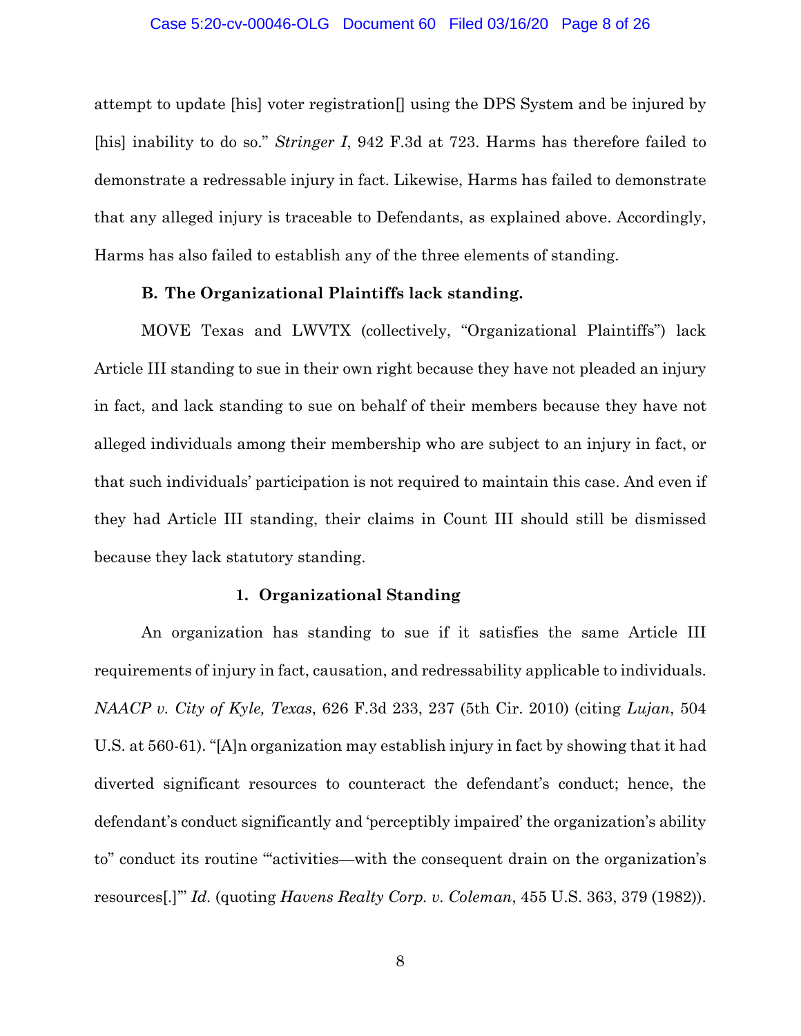attempt to update [his] voter registration[] using the DPS System and be injured by [his] inability to do so." *Stringer I*, 942 F.3d at 723. Harms has therefore failed to demonstrate a redressable injury in fact. Likewise, Harms has failed to demonstrate that any alleged injury is traceable to Defendants, as explained above. Accordingly, Harms has also failed to establish any of the three elements of standing.

### B. The Organizational Plaintiffs lack standing.

MOVE Texas and LWVTX (collectively, "Organizational Plaintiffs") lack Article III standing to sue in their own right because they have not pleaded an injury in fact, and lack standing to sue on behalf of their members because they have not alleged individuals among their membership who are subject to an injury in fact, or that such individuals' participation is not required to maintain this case. And even if they had Article III standing, their claims in Count III should still be dismissed because they lack statutory standing.

#### 1. Organizational Standing

An organization has standing to sue if it satisfies the same Article III requirements of injury in fact, causation, and redressability applicable to individuals. *NAACP v. City of Kyle, Texas*, 626 F.3d 233, 237 (5th Cir. 2010) (citing *Lujan*, 504 U.S. at 560-61). "[A]n organization may establish injury in fact by showing that it had diverted significant resources to counteract the defendant's conduct; hence, the defendant's conduct significantly and 'perceptibly impaired' the organization's ability to" conduct its routine "'activities—with the consequent drain on the organization's resources[.]'" *Id.* (quoting *Havens Realty Corp. v. Coleman*, 455 U.S. 363, 379 (1982)).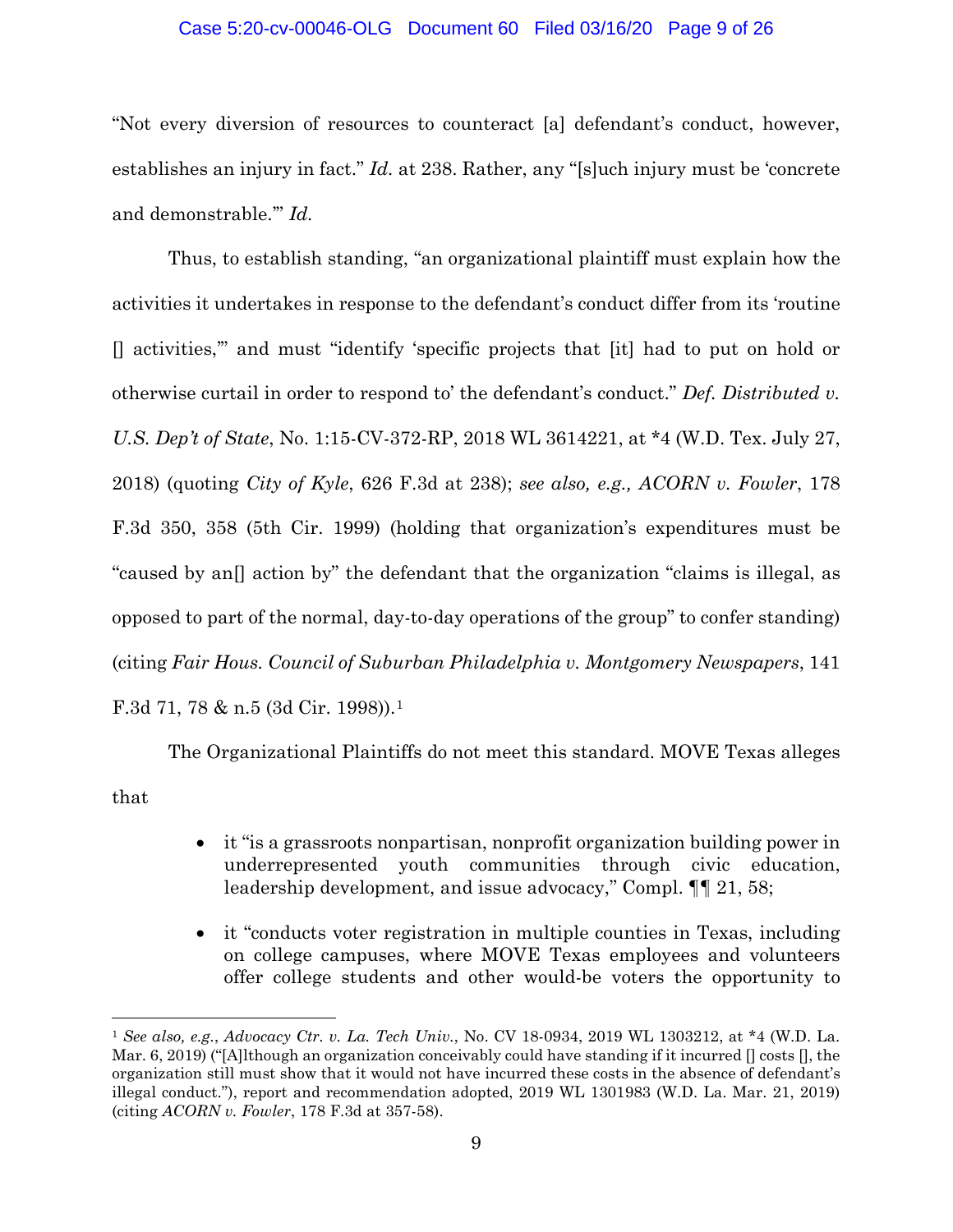"Not every diversion of resources to counteract [a] defendant's conduct, however, establishes an injury in fact." *Id.* at 238. Rather, any "[s]uch injury must be 'concrete and demonstrable.'" *Id.*

Thus, to establish standing, "an organizational plaintiff must explain how the activities it undertakes in response to the defendant's conduct differ from its 'routine [] activities,'" and must "identify 'specific projects that [it] had to put on hold or otherwise curtail in order to respond to' the defendant's conduct." *Def. Distributed v. U.S. Dep't of State*, No. 1:15-CV-372-RP, 2018 WL 3614221, at *4 (W.D. Tex. July 27, 2018) (quoting *City of Kyle*, 626 F.3d at 238); *see also, e.g., ACORN v. Fowler*, 178 F.3d 350, 358 (5th Cir. 1999) (holding that organization's expenditures must be "caused by an[] action by" the defendant that the organization "claims is illegal, as opposed to part of the normal, day-to-day operations of the group" to confer standing) (citing *Fair Hous. Council of Suburban Philadelphia v. Montgomery Newspapers*, 141 F.3d 71, 78 & n.5 (3d Cir. 1998)).[1]

The Organizational Plaintiffs do not meet this standard. MOVE Texas alleges that

- it "is a grassroots nonpartisan, nonprofit organization building power in underrepresented youth communities through civic education, leadership development, and issue advocacy," Compl. ¶¶ 21, 58;
- it "conducts voter registration in multiple counties in Texas, including on college campuses, where MOVE Texas employees and volunteers offer college students and other would-be voters the opportunity to

---

[1] *See also, e.g.*, *Advocacy Ctr. v. La. Tech Univ.*, No. CV 18-0934, 2019 WL 1303212, at *4 (W.D. La. Mar. 6, 2019) ("[A]lthough an organization conceivably could have standing if it incurred [] costs [], the organization still must show that it would not have incurred these costs in the absence of defendant's illegal conduct."), report and recommendation adopted, 2019 WL 1301983 (W.D. La. Mar. 21, 2019) (citing *ACORN v. Fowler*, 178 F.3d at 357-58).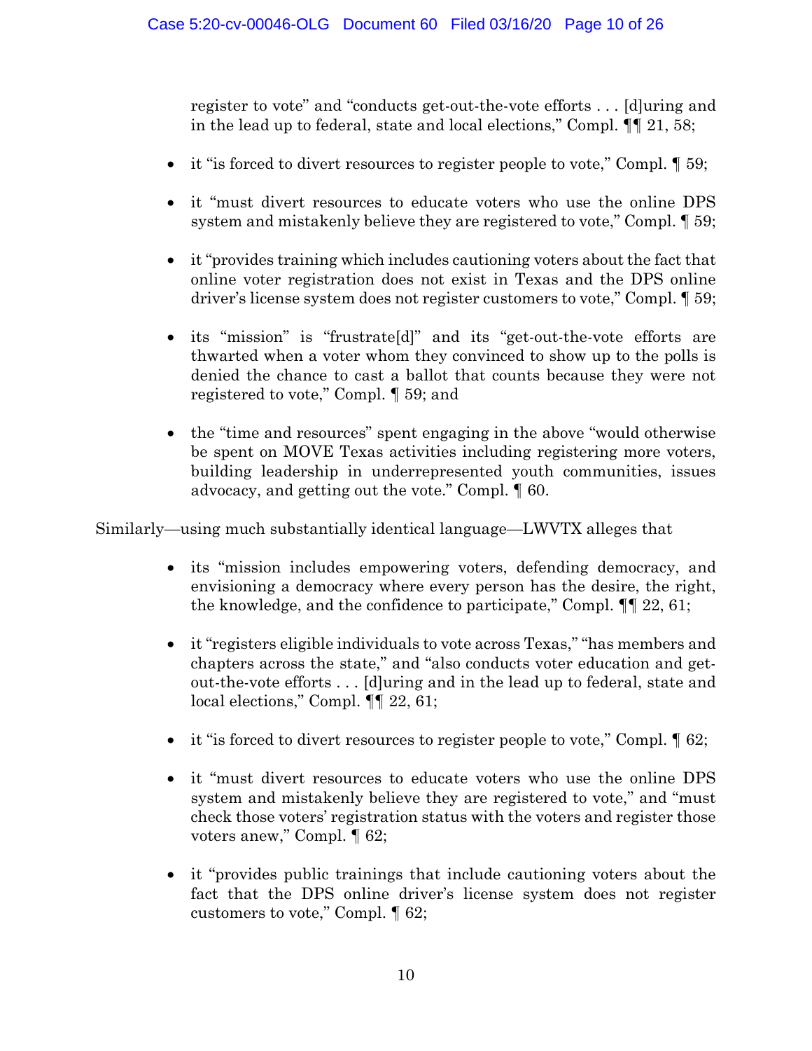register to vote" and "conducts get-out-the-vote efforts . . . [d]uring and in the lead up to federal, state and local elections," Compl. ¶¶ 21, 58;

- it "is forced to divert resources to register people to vote," Compl. ¶ 59;
- it "must divert resources to educate voters who use the online DPS system and mistakenly believe they are registered to vote," Compl. ¶ 59;
- it "provides training which includes cautioning voters about the fact that online voter registration does not exist in Texas and the DPS online driver's license system does not register customers to vote," Compl. ¶ 59;
- its "mission" is "frustrate[d]" and its "get-out-the-vote efforts are thwarted when a voter whom they convinced to show up to the polls is denied the chance to cast a ballot that counts because they were not registered to vote," Compl. ¶ 59; and
- the "time and resources" spent engaging in the above "would otherwise be spent on MOVE Texas activities including registering more voters, building leadership in underrepresented youth communities, issues advocacy, and getting out the vote." Compl. ¶ 60.

Similarly—using much substantially identical language—LWVTX alleges that

- its "mission includes empowering voters, defending democracy, and envisioning a democracy where every person has the desire, the right, the knowledge, and the confidence to participate," Compl. ¶¶ 22, 61;
- it "registers eligible individuals to vote across Texas," "has members and chapters across the state," and "also conducts voter education and get-out-the-vote efforts . . . [d]uring and in the lead up to federal, state and local elections," Compl. ¶¶ 22, 61;
- it "is forced to divert resources to register people to vote," Compl. ¶ 62;
- it "must divert resources to educate voters who use the online DPS system and mistakenly believe they are registered to vote," and "must check those voters' registration status with the voters and register those voters anew," Compl. ¶ 62;
- it "provides public trainings that include cautioning voters about the fact that the DPS online driver's license system does not register customers to vote," Compl. ¶ 62;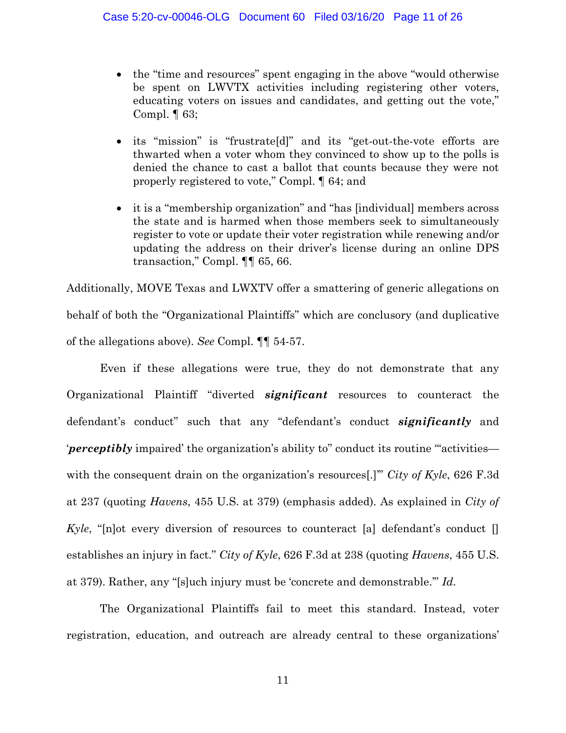- the "time and resources" spent engaging in the above "would otherwise be spent on LWVTX activities including registering other voters, educating voters on issues and candidates, and getting out the vote," Compl. ¶ 63;
- its "mission" is "frustrate[d]" and its "get-out-the-vote efforts are thwarted when a voter whom they convinced to show up to the polls is denied the chance to cast a ballot that counts because they were not properly registered to vote," Compl. ¶ 64; and
- it is a "membership organization" and "has [individual] members across the state and is harmed when those members seek to simultaneously register to vote or update their voter registration while renewing and/or updating the address on their driver's license during an online DPS transaction," Compl. ¶¶ 65, 66.

Additionally, MOVE Texas and LWXTV offer a smattering of generic allegations on behalf of both the "Organizational Plaintiffs" which are conclusory (and duplicative of the allegations above). *See* Compl. ¶¶ 54-57.

Even if these allegations were true, they do not demonstrate that any Organizational Plaintiff "diverted ***significant*** resources to counteract the defendant's conduct" such that any "defendant's conduct ***significantly*** and '***perceptibly*** impaired' the organization's ability to" conduct its routine "'activities—with the consequent drain on the organization's resources[.]'" *City of Kyle*, 626 F.3d at 237 (quoting *Havens*, 455 U.S. at 379) (emphasis added). As explained in *City of Kyle*, "[n]ot every diversion of resources to counteract [a] defendant's conduct [] establishes an injury in fact." *City of Kyle*, 626 F.3d at 238 (quoting *Havens*, 455 U.S. at 379). Rather, any "[s]uch injury must be 'concrete and demonstrable.'" *Id.*

The Organizational Plaintiffs fail to meet this standard. Instead, voter registration, education, and outreach are already central to these organizations'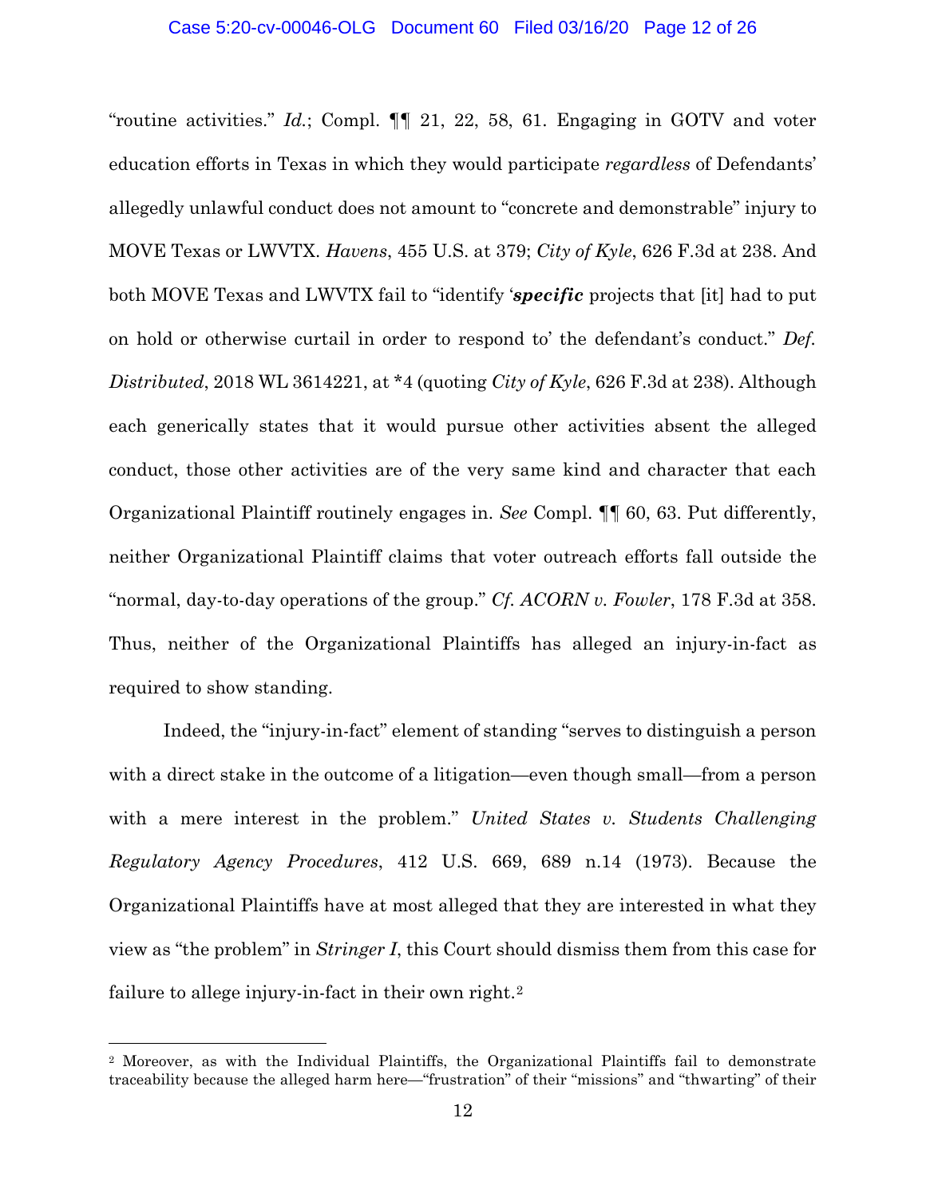"routine activities." *Id.*; Compl. ¶¶ 21, 22, 58, 61. Engaging in GOTV and voter education efforts in Texas in which they would participate *regardless* of Defendants' allegedly unlawful conduct does not amount to "concrete and demonstrable" injury to MOVE Texas or LWVTX. *Havens*, 455 U.S. at 379; *City of Kyle*, 626 F.3d at 238. And both MOVE Texas and LWVTX fail to "identify '***specific*** projects that [it] had to put on hold or otherwise curtail in order to respond to' the defendant's conduct." *Def. Distributed*, 2018 WL 3614221, at *4 (quoting *City of Kyle*, 626 F.3d at 238). Although each generically states that it would pursue other activities absent the alleged conduct, those other activities are of the very same kind and character that each Organizational Plaintiff routinely engages in. *See* Compl. ¶¶ 60, 63. Put differently, neither Organizational Plaintiff claims that voter outreach efforts fall outside the "normal, day-to-day operations of the group." *Cf. ACORN v. Fowler*, 178 F.3d at 358. Thus, neither of the Organizational Plaintiffs has alleged an injury-in-fact as required to show standing.

Indeed, the "injury-in-fact" element of standing "serves to distinguish a person with a direct stake in the outcome of a litigation—even though small—from a person with a mere interest in the problem." *United States v. Students Challenging Regulatory Agency Procedures*, 412 U.S. 669, 689 n.14 (1973). Because the Organizational Plaintiffs have at most alleged that they are interested in what they view as "the problem" in *Stringer I*, this Court should dismiss them from this case for failure to allege injury-in-fact in their own right.[2]

---

[2] Moreover, as with the Individual Plaintiffs, the Organizational Plaintiffs fail to demonstrate traceability because the alleged harm here—"frustration" of their "missions" and "thwarting" of their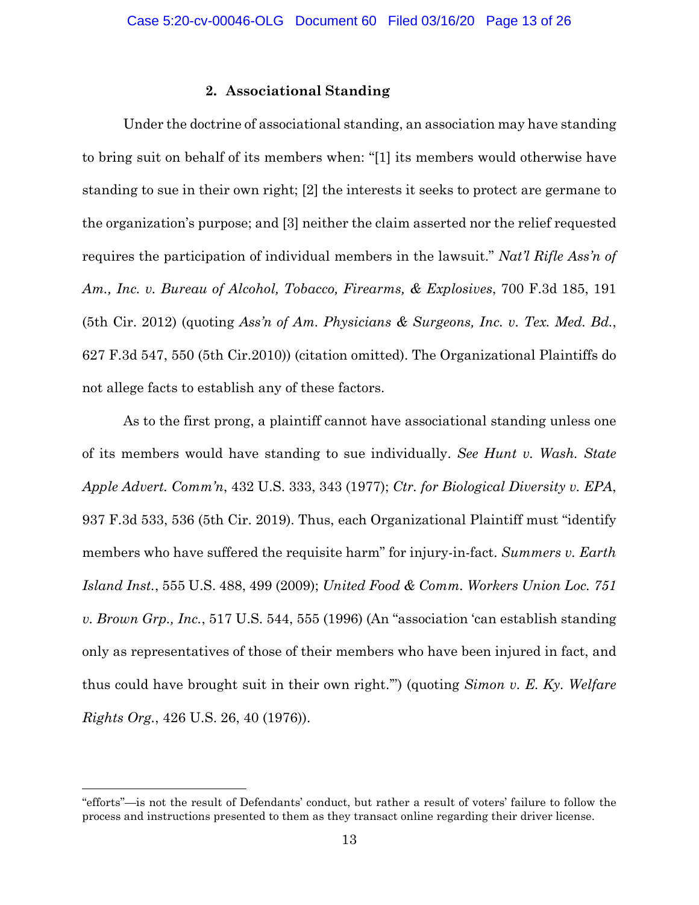### 2. Associational Standing

Under the doctrine of associational standing, an association may have standing to bring suit on behalf of its members when: "[1] its members would otherwise have standing to sue in their own right; [2] the interests it seeks to protect are germane to the organization's purpose; and [3] neither the claim asserted nor the relief requested requires the participation of individual members in the lawsuit." *Nat'l Rifle Ass'n of Am., Inc. v. Bureau of Alcohol, Tobacco, Firearms, & Explosives*, 700 F.3d 185, 191 (5th Cir. 2012) (quoting *Ass'n of Am. Physicians & Surgeons, Inc. v. Tex. Med. Bd.*, 627 F.3d 547, 550 (5th Cir.2010)) (citation omitted). The Organizational Plaintiffs do not allege facts to establish any of these factors.

As to the first prong, a plaintiff cannot have associational standing unless one of its members would have standing to sue individually. *See Hunt v. Wash. State Apple Advert. Comm'n*, 432 U.S. 333, 343 (1977); *Ctr. for Biological Diversity v. EPA*, 937 F.3d 533, 536 (5th Cir. 2019). Thus, each Organizational Plaintiff must "identify members who have suffered the requisite harm" for injury-in-fact. *Summers v. Earth Island Inst.*, 555 U.S. 488, 499 (2009); *United Food & Comm. Workers Union Loc. 751 v. Brown Grp., Inc.*, 517 U.S. 544, 555 (1996) (An "association 'can establish standing only as representatives of those of their members who have been injured in fact, and thus could have brought suit in their own right.'") (quoting *Simon v. E. Ky. Welfare Rights Org.*, 426 U.S. 26, 40 (1976)).

---

"efforts"—is not the result of Defendants' conduct, but rather a result of voters' failure to follow the process and instructions presented to them as they transact online regarding their driver license.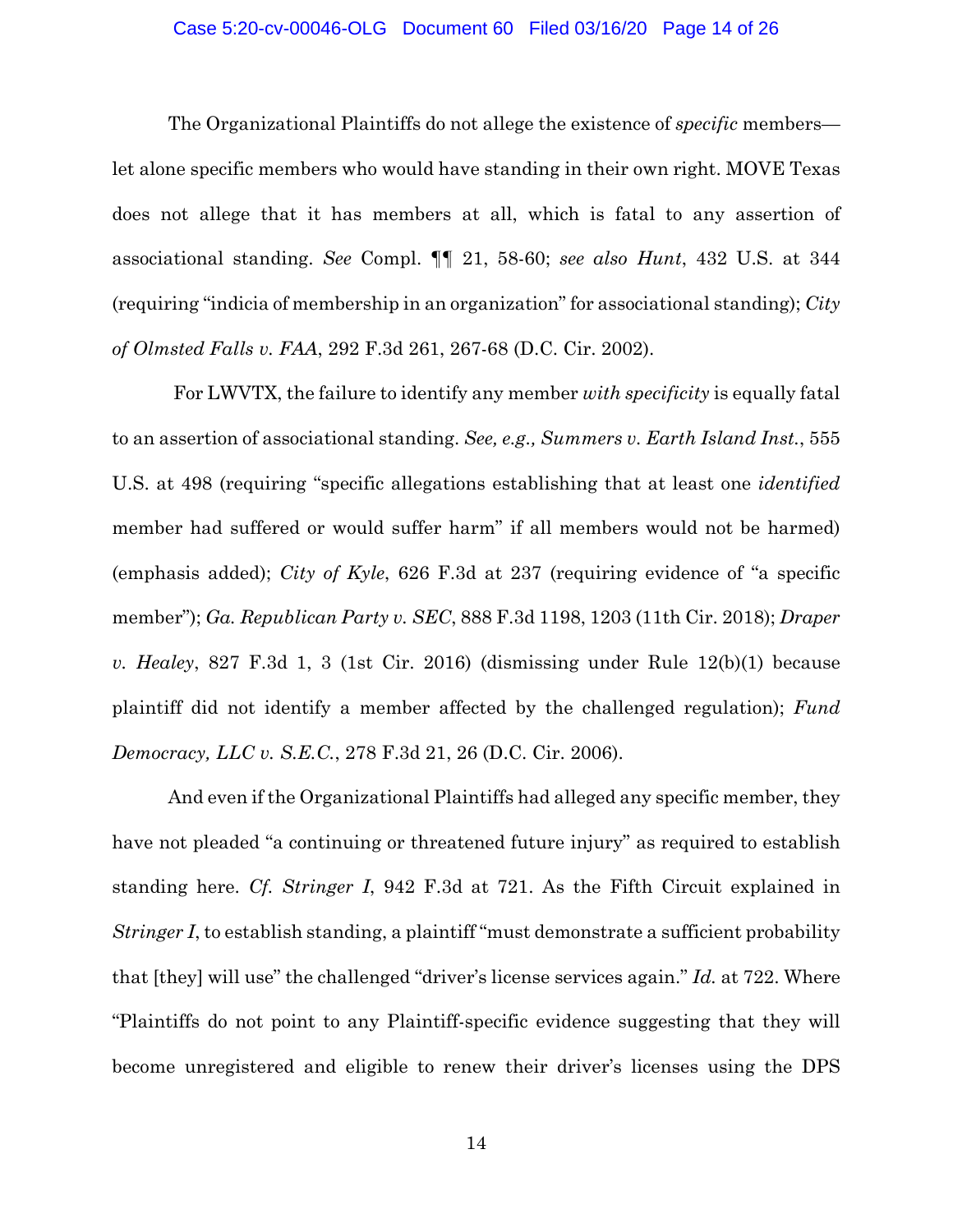The Organizational Plaintiffs do not allege the existence of *specific* members—let alone specific members who would have standing in their own right. MOVE Texas does not allege that it has members at all, which is fatal to any assertion of associational standing. *See* Compl. ¶¶ 21, 58-60; *see also Hunt*, 432 U.S. at 344 (requiring "indicia of membership in an organization" for associational standing); *City of Olmsted Falls v. FAA*, 292 F.3d 261, 267-68 (D.C. Cir. 2002).

For LWVTX, the failure to identify any member *with specificity* is equally fatal to an assertion of associational standing. *See, e.g., Summers v. Earth Island Inst.*, 555 U.S. at 498 (requiring "specific allegations establishing that at least one *identified* member had suffered or would suffer harm" if all members would not be harmed) (emphasis added); *City of Kyle*, 626 F.3d at 237 (requiring evidence of "a specific member"); *Ga. Republican Party v. SEC*, 888 F.3d 1198, 1203 (11th Cir. 2018); *Draper v. Healey*, 827 F.3d 1, 3 (1st Cir. 2016) (dismissing under Rule 12(b)(1) because plaintiff did not identify a member affected by the challenged regulation); *Fund Democracy, LLC v. S.E.C.*, 278 F.3d 21, 26 (D.C. Cir. 2006).

And even if the Organizational Plaintiffs had alleged any specific member, they have not pleaded "a continuing or threatened future injury" as required to establish standing here. *Cf. Stringer I*, 942 F.3d at 721. As the Fifth Circuit explained in *Stringer I*, to establish standing, a plaintiff "must demonstrate a sufficient probability that [they] will use" the challenged "driver's license services again." *Id.* at 722. Where "Plaintiffs do not point to any Plaintiff-specific evidence suggesting that they will become unregistered and eligible to renew their driver's licenses using the DPS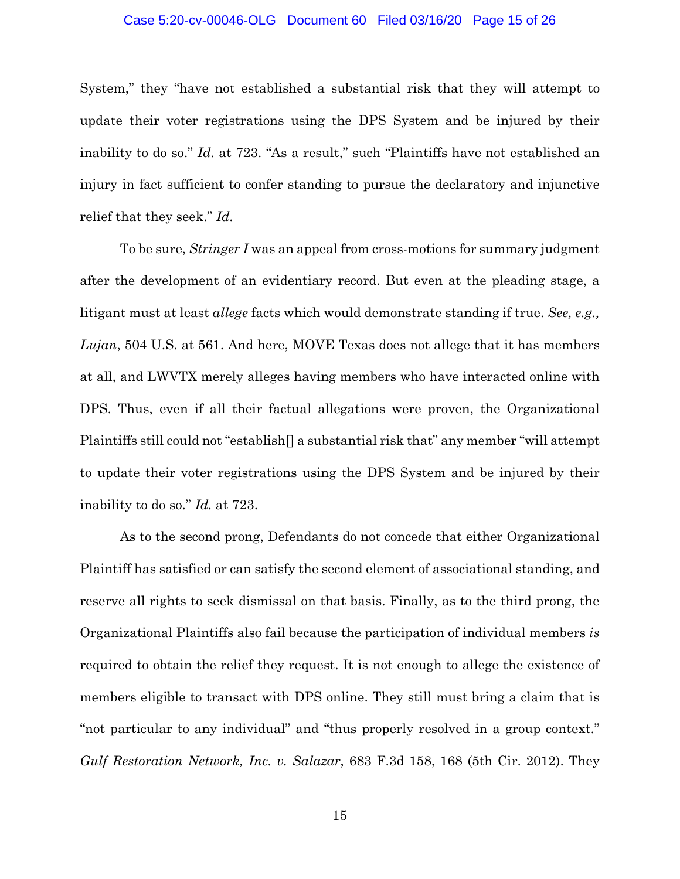System," they "have not established a substantial risk that they will attempt to update their voter registrations using the DPS System and be injured by their inability to do so." *Id.* at 723. "As a result," such "Plaintiffs have not established an injury in fact sufficient to confer standing to pursue the declaratory and injunctive relief that they seek." *Id.*

To be sure, *Stringer I* was an appeal from cross-motions for summary judgment after the development of an evidentiary record. But even at the pleading stage, a litigant must at least *allege* facts which would demonstrate standing if true. *See, e.g., Lujan*, 504 U.S. at 561. And here, MOVE Texas does not allege that it has members at all, and LWVTX merely alleges having members who have interacted online with DPS. Thus, even if all their factual allegations were proven, the Organizational Plaintiffs still could not "establish[] a substantial risk that" any member "will attempt to update their voter registrations using the DPS System and be injured by their inability to do so." *Id.* at 723.

As to the second prong, Defendants do not concede that either Organizational Plaintiff has satisfied or can satisfy the second element of associational standing, and reserve all rights to seek dismissal on that basis. Finally, as to the third prong, the Organizational Plaintiffs also fail because the participation of individual members *is* required to obtain the relief they request. It is not enough to allege the existence of members eligible to transact with DPS online. They still must bring a claim that is "not particular to any individual" and "thus properly resolved in a group context." *Gulf Restoration Network, Inc. v. Salazar*, 683 F.3d 158, 168 (5th Cir. 2012). They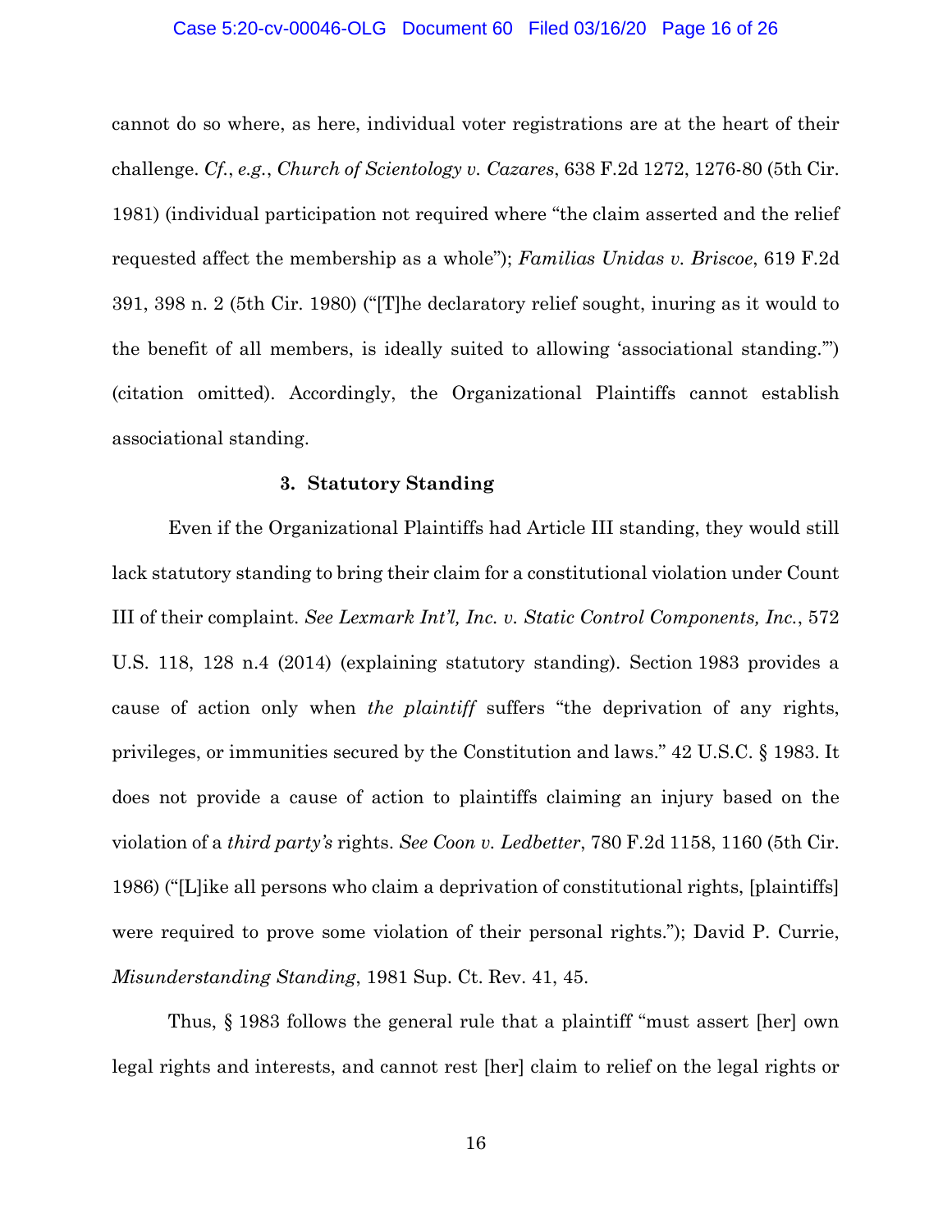cannot do so where, as here, individual voter registrations are at the heart of their challenge. *Cf.*, *e.g.*, *Church of Scientology v. Cazares*, 638 F.2d 1272, 1276-80 (5th Cir. 1981) (individual participation not required where "the claim asserted and the relief requested affect the membership as a whole"); *Familias Unidas v. Briscoe*, 619 F.2d 391, 398 n. 2 (5th Cir. 1980) ("[T]he declaratory relief sought, inuring as it would to the benefit of all members, is ideally suited to allowing 'associational standing.'") (citation omitted). Accordingly, the Organizational Plaintiffs cannot establish associational standing.

### 3. Statutory Standing

Even if the Organizational Plaintiffs had Article III standing, they would still lack statutory standing to bring their claim for a constitutional violation under Count III of their complaint. *See Lexmark Int'l, Inc. v. Static Control Components, Inc.*, 572 U.S. 118, 128 n.4 (2014) (explaining statutory standing). Section 1983 provides a cause of action only when *the plaintiff* suffers "the deprivation of any rights, privileges, or immunities secured by the Constitution and laws." 42 U.S.C. § 1983. It does not provide a cause of action to plaintiffs claiming an injury based on the violation of a *third party's* rights. *See Coon v. Ledbetter*, 780 F.2d 1158, 1160 (5th Cir. 1986) ("[L]ike all persons who claim a deprivation of constitutional rights, [plaintiffs] were required to prove some violation of their personal rights."); David P. Currie, *Misunderstanding Standing*, 1981 Sup. Ct. Rev. 41, 45.

Thus, § 1983 follows the general rule that a plaintiff "must assert [her] own legal rights and interests, and cannot rest [her] claim to relief on the legal rights or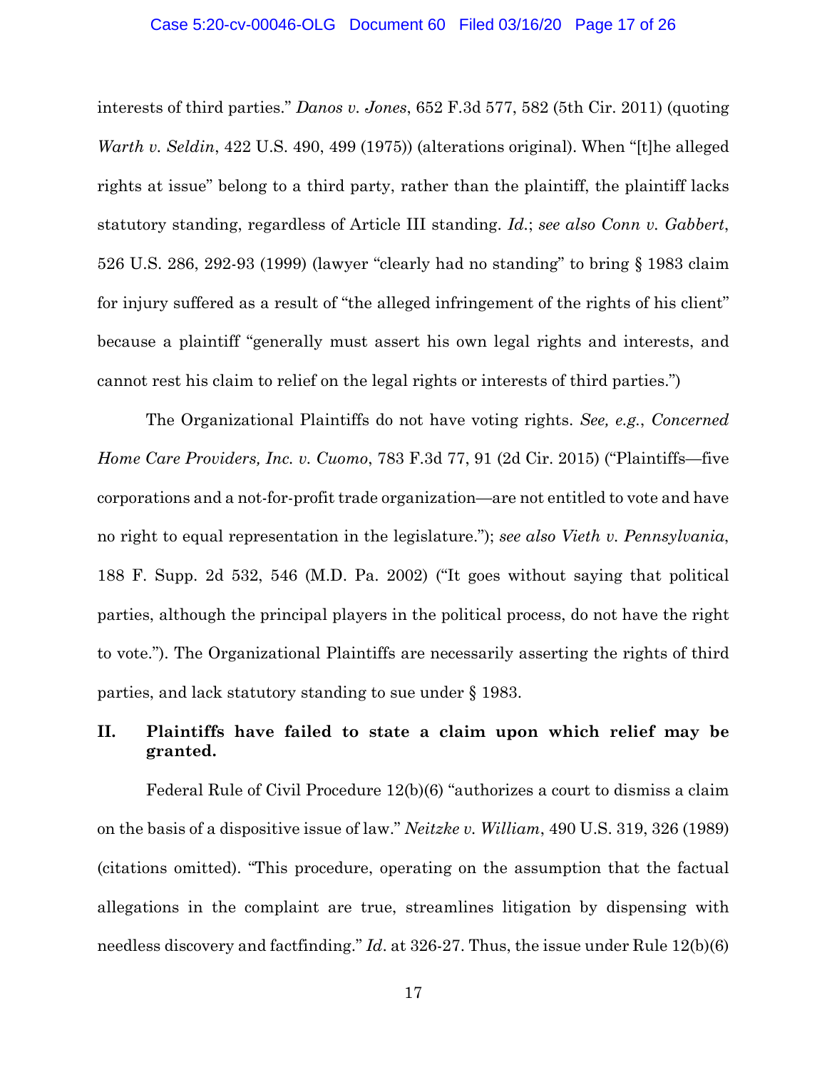interests of third parties." *Danos v. Jones*, 652 F.3d 577, 582 (5th Cir. 2011) (quoting *Warth v. Seldin*, 422 U.S. 490, 499 (1975)) (alterations original). When "[t]he alleged rights at issue" belong to a third party, rather than the plaintiff, the plaintiff lacks statutory standing, regardless of Article III standing. *Id.*; *see also Conn v. Gabbert*, 526 U.S. 286, 292-93 (1999) (lawyer "clearly had no standing" to bring § 1983 claim for injury suffered as a result of "the alleged infringement of the rights of his client" because a plaintiff "generally must assert his own legal rights and interests, and cannot rest his claim to relief on the legal rights or interests of third parties.")

The Organizational Plaintiffs do not have voting rights. *See, e.g.*, *Concerned Home Care Providers, Inc. v. Cuomo*, 783 F.3d 77, 91 (2d Cir. 2015) ("Plaintiffs—five corporations and a not-for-profit trade organization—are not entitled to vote and have no right to equal representation in the legislature."); *see also Vieth v. Pennsylvania*, 188 F. Supp. 2d 532, 546 (M.D. Pa. 2002) ("It goes without saying that political parties, although the principal players in the political process, do not have the right to vote."). The Organizational Plaintiffs are necessarily asserting the rights of third parties, and lack statutory standing to sue under § 1983.

## II. Plaintiffs have failed to state a claim upon which relief may be granted.

Federal Rule of Civil Procedure 12(b)(6) "authorizes a court to dismiss a claim on the basis of a dispositive issue of law." *Neitzke v. William*, 490 U.S. 319, 326 (1989) (citations omitted). "This procedure, operating on the assumption that the factual allegations in the complaint are true, streamlines litigation by dispensing with needless discovery and factfinding." *Id*. at 326-27. Thus, the issue under Rule 12(b)(6)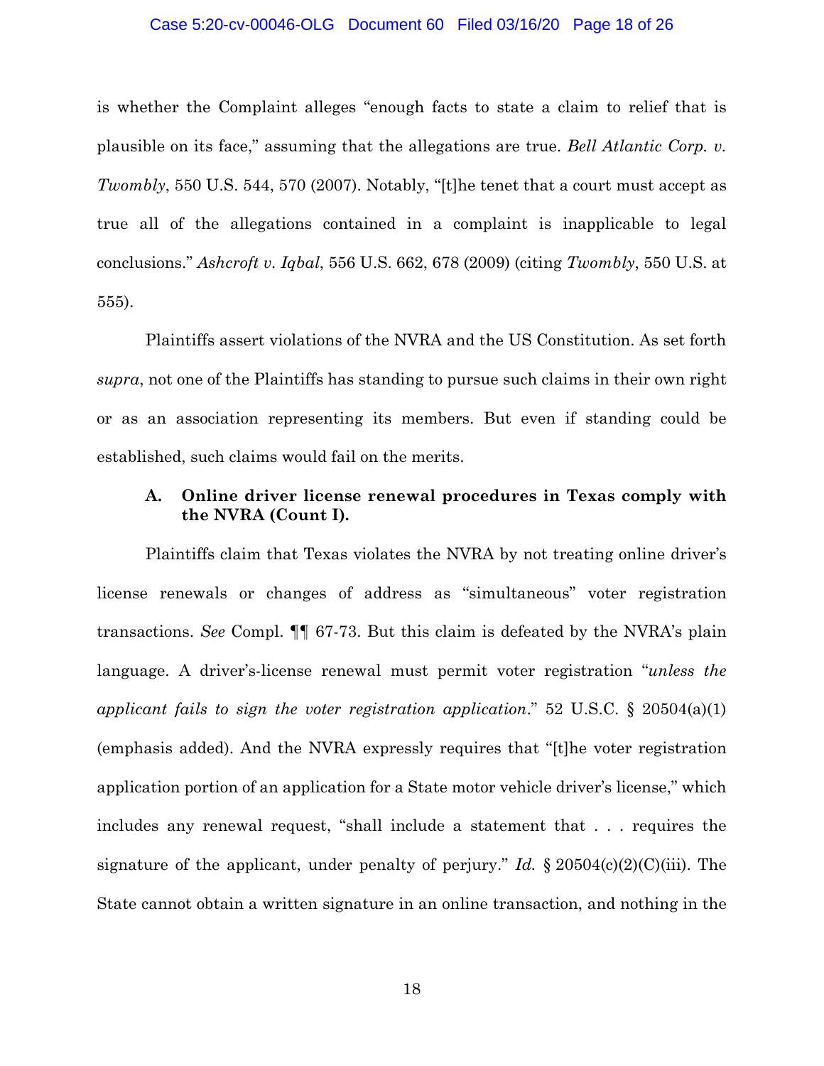is whether the Complaint alleges "enough facts to state a claim to relief that is plausible on its face," assuming that the allegations are true. *Bell Atlantic Corp. v. Twombly*, 550 U.S. 544, 570 (2007). Notably, "[t]he tenet that a court must accept as true all of the allegations contained in a complaint is inapplicable to legal conclusions." *Ashcroft v. Iqbal*, 556 U.S. 662, 678 (2009) (citing *Twombly*, 550 U.S. at 555).

Plaintiffs assert violations of the NVRA and the US Constitution. As set forth *supra*, not one of the Plaintiffs has standing to pursue such claims in their own right or as an association representing its members. But even if standing could be established, such claims would fail on the merits.

### A. Online driver license renewal procedures in Texas comply with the NVRA (Count I).

Plaintiffs claim that Texas violates the NVRA by not treating online driver's license renewals or changes of address as "simultaneous" voter registration transactions. *See* Compl. ¶¶ 67-73. But this claim is defeated by the NVRA's plain language. A driver's-license renewal must permit voter registration "*unless the applicant fails to sign the voter registration application*." 52 U.S.C. § 20504(a)(1) (emphasis added). And the NVRA expressly requires that "[t]he voter registration application portion of an application for a State motor vehicle driver's license," which includes any renewal request, "shall include a statement that . . . requires the signature of the applicant, under penalty of perjury." *Id.* § 20504(c)(2)(C)(iii). The State cannot obtain a written signature in an online transaction, and nothing in the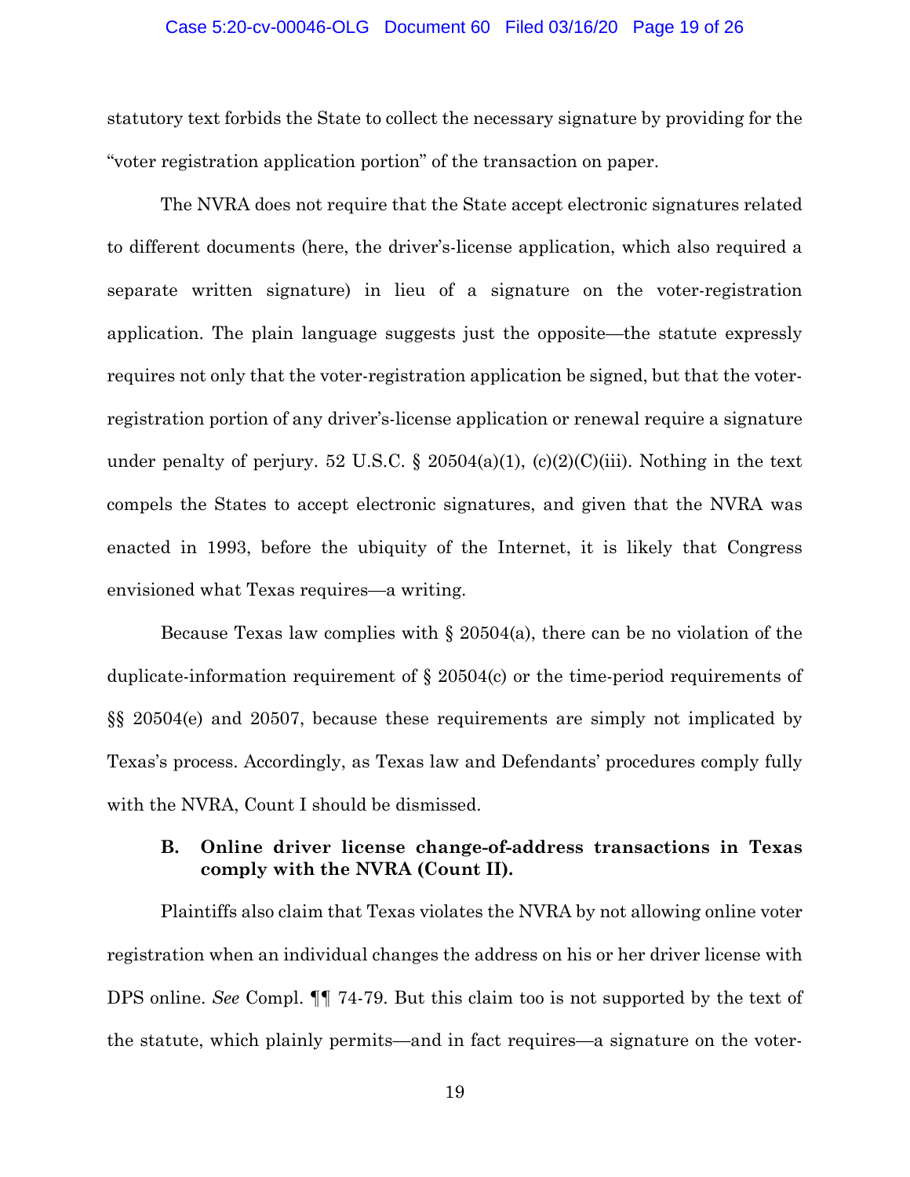statutory text forbids the State to collect the necessary signature by providing for the "voter registration application portion" of the transaction on paper.

The NVRA does not require that the State accept electronic signatures related to different documents (here, the driver's-license application, which also required a separate written signature) in lieu of a signature on the voter-registration application. The plain language suggests just the opposite—the statute expressly requires not only that the voter-registration application be signed, but that the voter-registration portion of any driver's-license application or renewal require a signature under penalty of perjury. 52 U.S.C. § 20504(a)(1), (c)(2)(C)(iii). Nothing in the text compels the States to accept electronic signatures, and given that the NVRA was enacted in 1993, before the ubiquity of the Internet, it is likely that Congress envisioned what Texas requires—a writing.

Because Texas law complies with § 20504(a), there can be no violation of the duplicate-information requirement of § 20504(c) or the time-period requirements of §§ 20504(e) and 20507, because these requirements are simply not implicated by Texas's process. Accordingly, as Texas law and Defendants' procedures comply fully with the NVRA, Count I should be dismissed.

### B. Online driver license change-of-address transactions in Texas comply with the NVRA (Count II).

Plaintiffs also claim that Texas violates the NVRA by not allowing online voter registration when an individual changes the address on his or her driver license with DPS online. *See* Compl. ¶¶ 74-79. But this claim too is not supported by the text of the statute, which plainly permits—and in fact requires—a signature on the voter-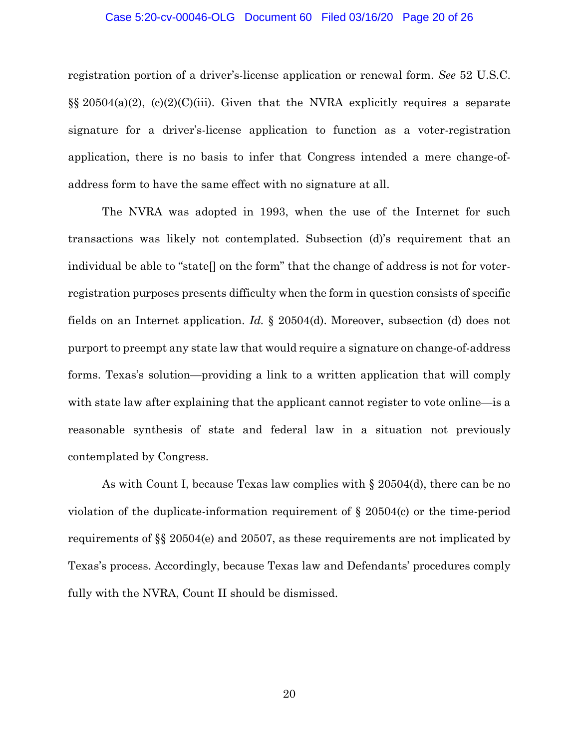registration portion of a driver's-license application or renewal form. *See* 52 U.S.C. §§ 20504(a)(2), (c)(2)(C)(iii). Given that the NVRA explicitly requires a separate signature for a driver's-license application to function as a voter-registration application, there is no basis to infer that Congress intended a mere change-of-address form to have the same effect with no signature at all.

The NVRA was adopted in 1993, when the use of the Internet for such transactions was likely not contemplated. Subsection (d)'s requirement that an individual be able to "state[] on the form" that the change of address is not for voter-registration purposes presents difficulty when the form in question consists of specific fields on an Internet application. *Id.* § 20504(d). Moreover, subsection (d) does not purport to preempt any state law that would require a signature on change-of-address forms. Texas's solution—providing a link to a written application that will comply with state law after explaining that the applicant cannot register to vote online—is a reasonable synthesis of state and federal law in a situation not previously contemplated by Congress.

As with Count I, because Texas law complies with § 20504(d), there can be no violation of the duplicate-information requirement of § 20504(c) or the time-period requirements of §§ 20504(e) and 20507, as these requirements are not implicated by Texas's process. Accordingly, because Texas law and Defendants' procedures comply fully with the NVRA, Count II should be dismissed.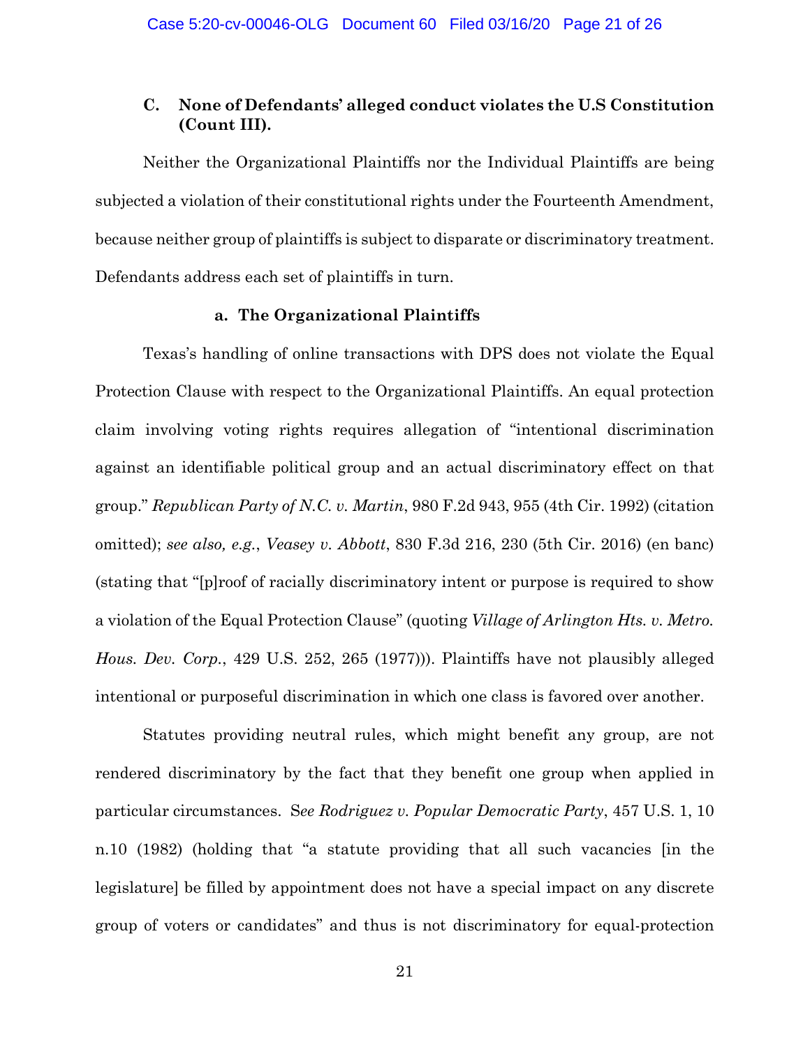### C. None of Defendants' alleged conduct violates the U.S Constitution (Count III).

Neither the Organizational Plaintiffs nor the Individual Plaintiffs are being subjected a violation of their constitutional rights under the Fourteenth Amendment, because neither group of plaintiffs is subject to disparate or discriminatory treatment. Defendants address each set of plaintiffs in turn.

#### a. The Organizational Plaintiffs

Texas's handling of online transactions with DPS does not violate the Equal Protection Clause with respect to the Organizational Plaintiffs. An equal protection claim involving voting rights requires allegation of "intentional discrimination against an identifiable political group and an actual discriminatory effect on that group." *Republican Party of N.C. v. Martin*, 980 F.2d 943, 955 (4th Cir. 1992) (citation omitted); *see also, e.g.*, *Veasey v. Abbott*, 830 F.3d 216, 230 (5th Cir. 2016) (en banc) (stating that "[p]roof of racially discriminatory intent or purpose is required to show a violation of the Equal Protection Clause" (quoting *Village of Arlington Hts. v. Metro. Hous. Dev. Corp.*, 429 U.S. 252, 265 (1977))). Plaintiffs have not plausibly alleged intentional or purposeful discrimination in which one class is favored over another.

Statutes providing neutral rules, which might benefit any group, are not rendered discriminatory by the fact that they benefit one group when applied in particular circumstances. S*ee Rodriguez v. Popular Democratic Party*, 457 U.S. 1, 10 n.10 (1982) (holding that "a statute providing that all such vacancies [in the legislature] be filled by appointment does not have a special impact on any discrete group of voters or candidates" and thus is not discriminatory for equal-protection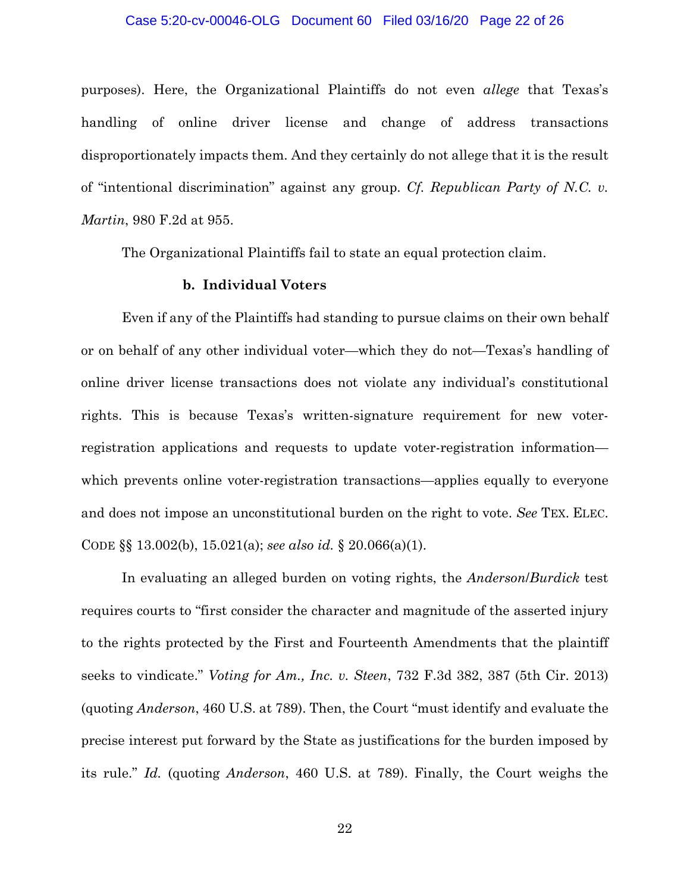purposes). Here, the Organizational Plaintiffs do not even *allege* that Texas's handling of online driver license and change of address transactions disproportionately impacts them. And they certainly do not allege that it is the result of "intentional discrimination" against any group. *Cf. Republican Party of N.C. v. Martin*, 980 F.2d at 955.

The Organizational Plaintiffs fail to state an equal protection claim.

**b. Individual Voters**

Even if any of the Plaintiffs had standing to pursue claims on their own behalf or on behalf of any other individual voter—which they do not—Texas's handling of online driver license transactions does not violate any individual's constitutional rights. This is because Texas's written-signature requirement for new voter-registration applications and requests to update voter-registration information—which prevents online voter-registration transactions—applies equally to everyone and does not impose an unconstitutional burden on the right to vote. *See* TEX. ELEC. CODE §§ 13.002(b), 15.021(a); *see also id.* § 20.066(a)(1).

In evaluating an alleged burden on voting rights, the *Anderson*/*Burdick* test requires courts to "first consider the character and magnitude of the asserted injury to the rights protected by the First and Fourteenth Amendments that the plaintiff seeks to vindicate." *Voting for Am., Inc. v. Steen*, 732 F.3d 382, 387 (5th Cir. 2013) (quoting *Anderson*, 460 U.S. at 789). Then, the Court "must identify and evaluate the precise interest put forward by the State as justifications for the burden imposed by its rule." *Id.* (quoting *Anderson*, 460 U.S. at 789). Finally, the Court weighs the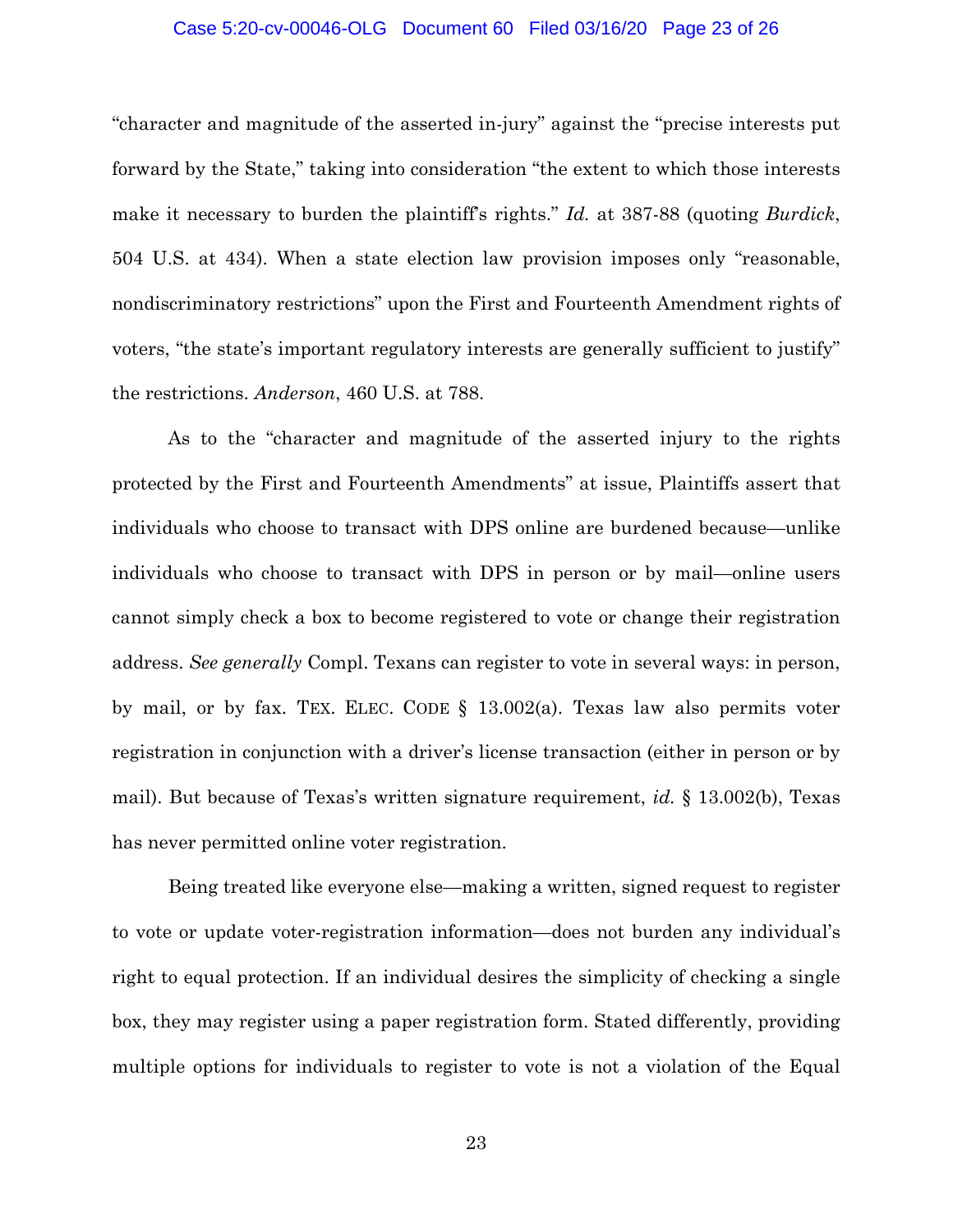"character and magnitude of the asserted in-jury" against the "precise interests put forward by the State," taking into consideration "the extent to which those interests make it necessary to burden the plaintiff's rights." *Id.* at 387-88 (quoting *Burdick*, 504 U.S. at 434). When a state election law provision imposes only "reasonable, nondiscriminatory restrictions" upon the First and Fourteenth Amendment rights of voters, "the state's important regulatory interests are generally sufficient to justify" the restrictions. *Anderson*, 460 U.S. at 788.

As to the "character and magnitude of the asserted injury to the rights protected by the First and Fourteenth Amendments" at issue, Plaintiffs assert that individuals who choose to transact with DPS online are burdened because—unlike individuals who choose to transact with DPS in person or by mail—online users cannot simply check a box to become registered to vote or change their registration address. *See generally* Compl. Texans can register to vote in several ways: in person, by mail, or by fax. TEX. ELEC. CODE § 13.002(a). Texas law also permits voter registration in conjunction with a driver's license transaction (either in person or by mail). But because of Texas's written signature requirement, *id.* § 13.002(b), Texas has never permitted online voter registration.

Being treated like everyone else—making a written, signed request to register to vote or update voter-registration information—does not burden any individual's right to equal protection. If an individual desires the simplicity of checking a single box, they may register using a paper registration form. Stated differently, providing multiple options for individuals to register to vote is not a violation of the Equal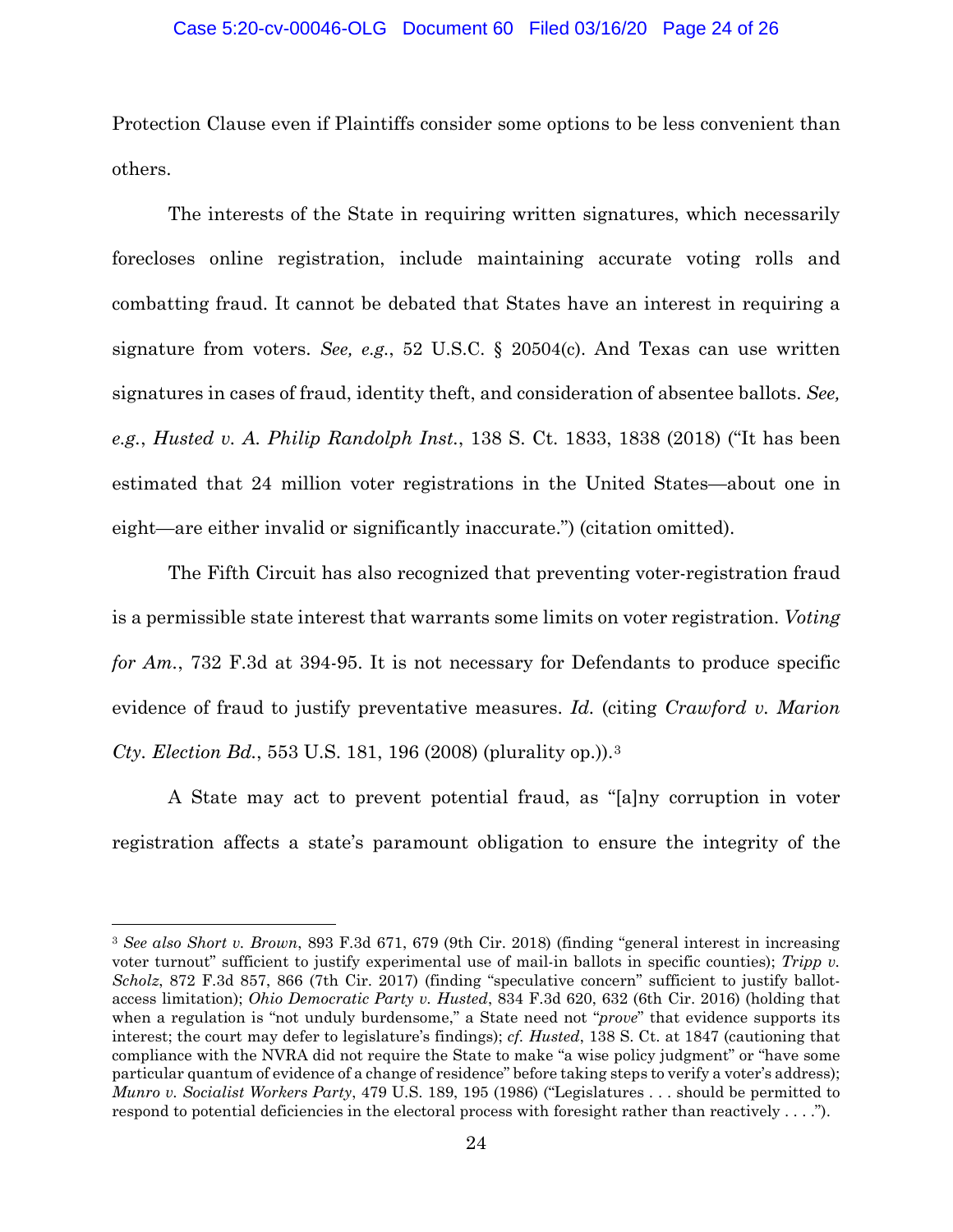Protection Clause even if Plaintiffs consider some options to be less convenient than others.

The interests of the State in requiring written signatures, which necessarily forecloses online registration, include maintaining accurate voting rolls and combatting fraud. It cannot be debated that States have an interest in requiring a signature from voters. *See, e.g.*, 52 U.S.C. § 20504(c). And Texas can use written signatures in cases of fraud, identity theft, and consideration of absentee ballots. *See, e.g.*, *Husted v. A. Philip Randolph Inst.*, 138 S. Ct. 1833, 1838 (2018) ("It has been estimated that 24 million voter registrations in the United States—about one in eight—are either invalid or significantly inaccurate.") (citation omitted).

The Fifth Circuit has also recognized that preventing voter-registration fraud is a permissible state interest that warrants some limits on voter registration. *Voting for Am.*, 732 F.3d at 394-95. It is not necessary for Defendants to produce specific evidence of fraud to justify preventative measures. *Id.* (citing *Crawford v. Marion Cty. Election Bd.*, 553 U.S. 181, 196 (2008) (plurality op.)).[3]

A State may act to prevent potential fraud, as "[a]ny corruption in voter registration affects a state's paramount obligation to ensure the integrity of the

---

[3] *See also Short v. Brown*, 893 F.3d 671, 679 (9th Cir. 2018) (finding "general interest in increasing voter turnout" sufficient to justify experimental use of mail-in ballots in specific counties); *Tripp v. Scholz*, 872 F.3d 857, 866 (7th Cir. 2017) (finding "speculative concern" sufficient to justify ballot-access limitation); *Ohio Democratic Party v. Husted*, 834 F.3d 620, 632 (6th Cir. 2016) (holding that when a regulation is "not unduly burdensome," a State need not "*prove*" that evidence supports its interest; the court may defer to legislature's findings); *cf. Husted*, 138 S. Ct. at 1847 (cautioning that compliance with the NVRA did not require the State to make "a wise policy judgment" or "have some particular quantum of evidence of a change of residence" before taking steps to verify a voter's address); *Munro v. Socialist Workers Party*, 479 U.S. 189, 195 (1986) ("Legislatures . . . should be permitted to respond to potential deficiencies in the electoral process with foresight rather than reactively . . . .").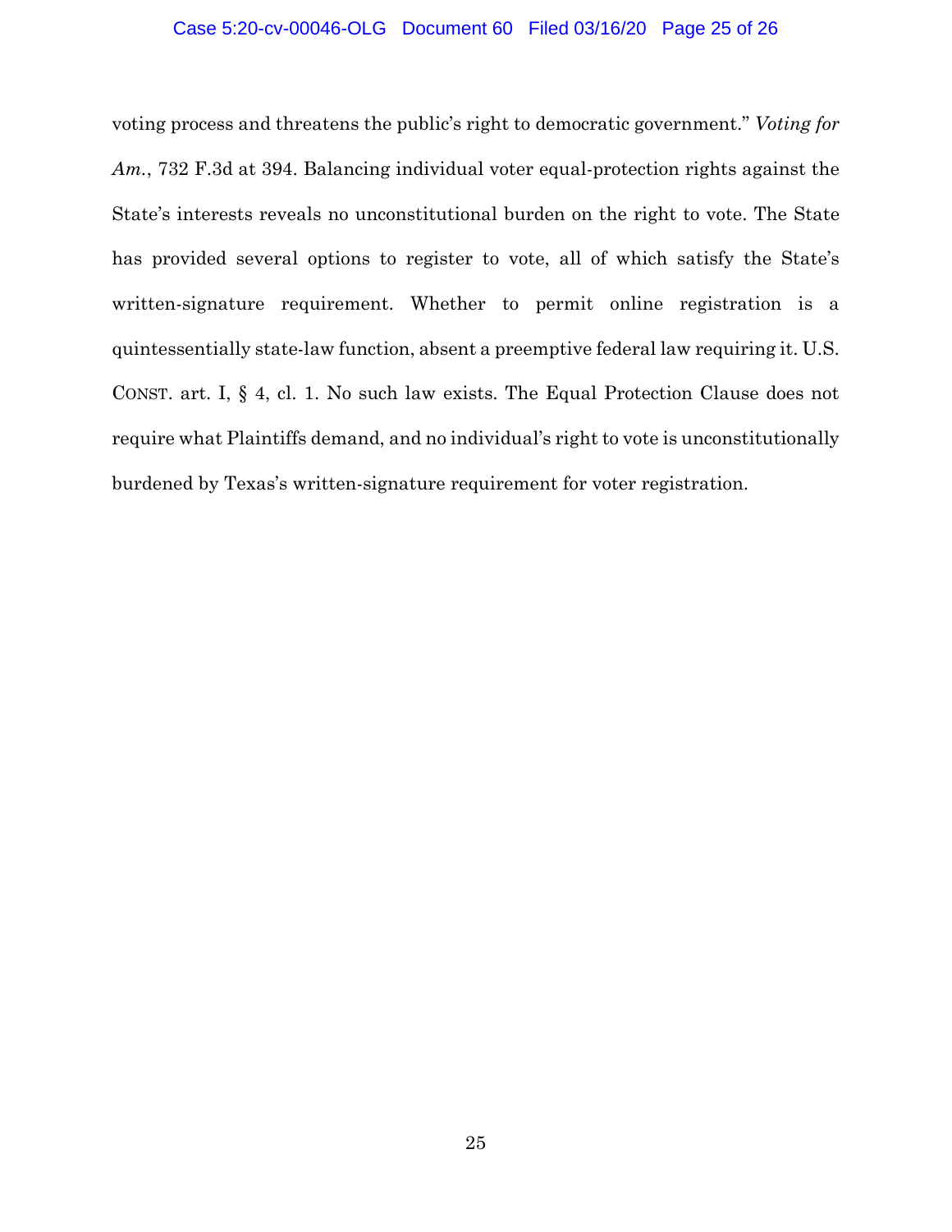voting process and threatens the public's right to democratic government." *Voting for Am.*, 732 F.3d at 394. Balancing individual voter equal-protection rights against the State's interests reveals no unconstitutional burden on the right to vote. The State has provided several options to register to vote, all of which satisfy the State's written-signature requirement. Whether to permit online registration is a quintessentially state-law function, absent a preemptive federal law requiring it. U.S. CONST. art. I, § 4, cl. 1. No such law exists. The Equal Protection Clause does not require what Plaintiffs demand, and no individual's right to vote is unconstitutionally burdened by Texas's written-signature requirement for voter registration.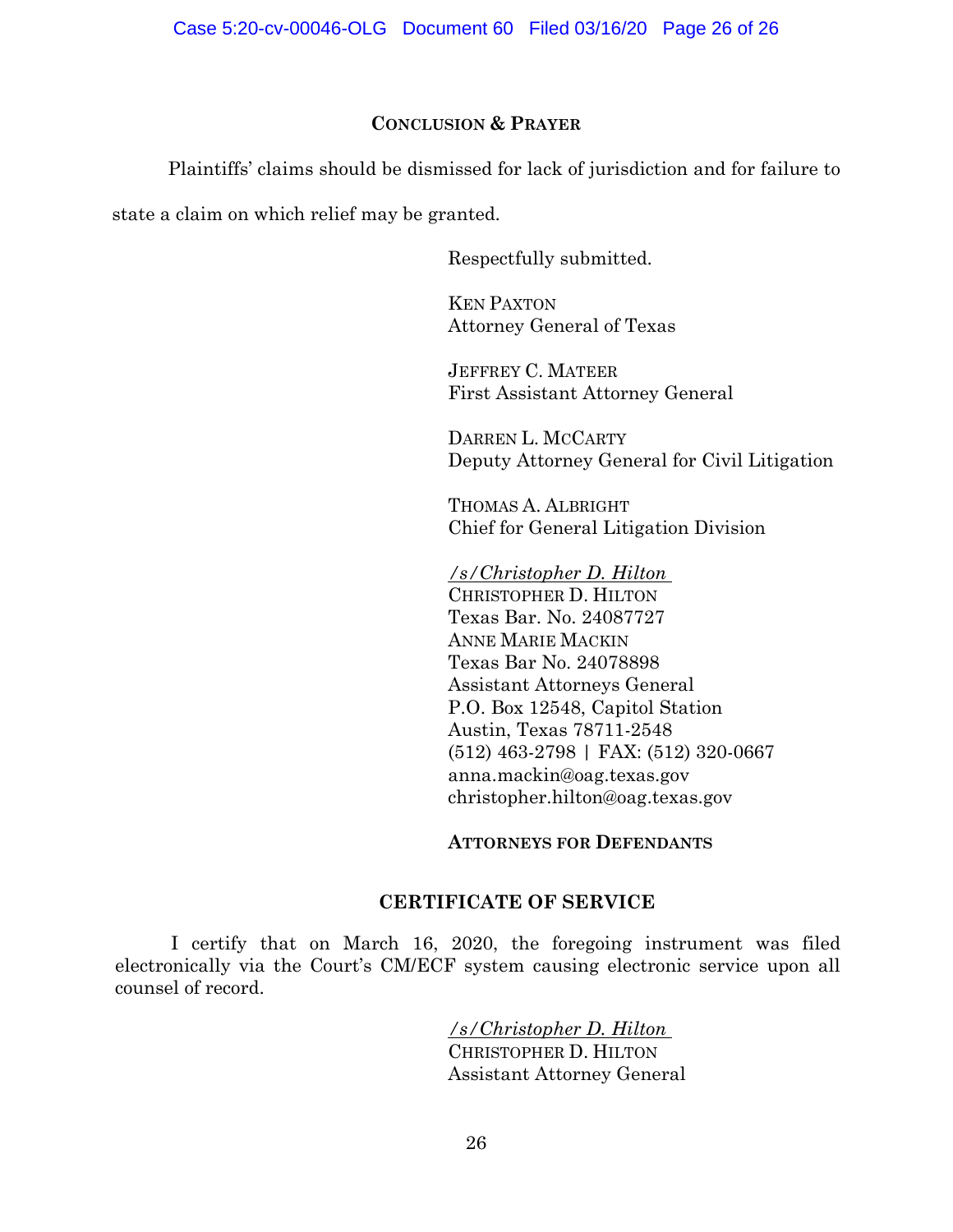## Conclusion & Prayer

Plaintiffs' claims should be dismissed for lack of jurisdiction and for failure to state a claim on which relief may be granted.

Respectfully submitted.

KEN PAXTON
Attorney General of Texas

JEFFREY C. MATEER
First Assistant Attorney General

DARREN L. MCCARTY
Deputy Attorney General for Civil Litigation

THOMAS A. ALBRIGHT
Chief for General Litigation Division

*/s/Christopher D. Hilton*
CHRISTOPHER D. HILTON
Texas Bar. No. 24087727
ANNE MARIE MACKIN
Texas Bar No. 24078898
Assistant Attorneys General
P.O. Box 12548, Capitol Station
Austin, Texas 78711-2548
(512) 463-2798 | FAX: (512) 320-0667
anna.mackin@oag.texas.gov
christopher.hilton@oag.texas.gov

**ATTORNEYS FOR DEFENDANTS**

## CERTIFICATE OF SERVICE

I certify that on March 16, 2020, the foregoing instrument was filed electronically via the Court's CM/ECF system causing electronic service upon all counsel of record.

*/s/Christopher D. Hilton*
CHRISTOPHER D. HILTON
Assistant Attorney General